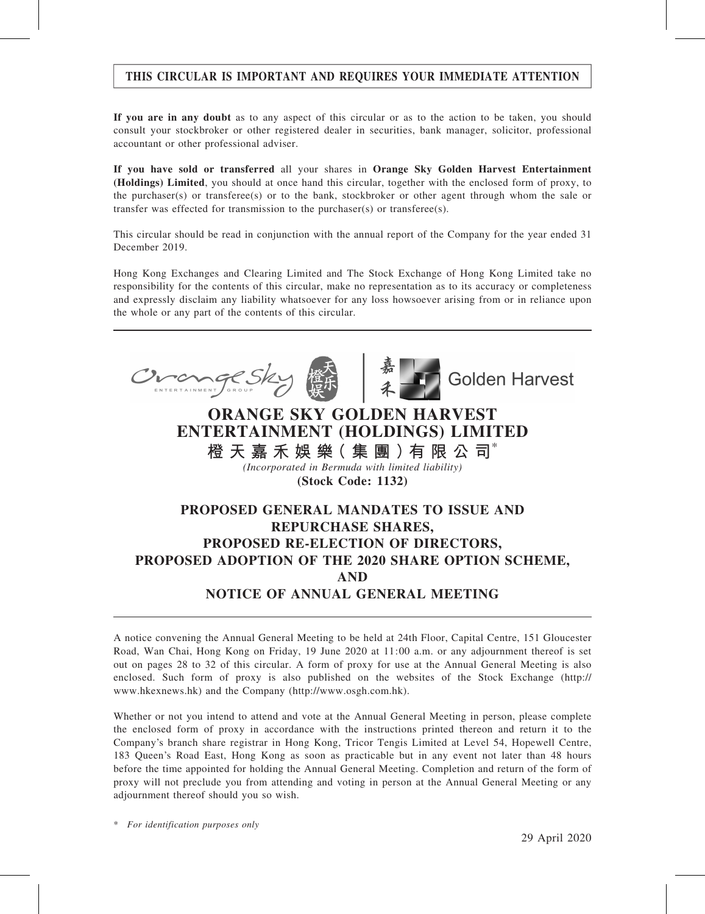**THIS CIRCULAR IS IMPORTANT AND REQUIRES YOUR IMMEDIATE ATTENTION**

**If you are in any doubt** as to any aspect of this circular or as to the action to be taken, you should consult your stockbroker or other registered dealer in securities, bank manager, solicitor, professional accountant or other professional adviser.

**If you have sold or transferred** all your shares in **Orange Sky Golden Harvest Entertainment (Holdings) Limited**, you should at once hand this circular, together with the enclosed form of proxy, to the purchaser(s) or transferee(s) or to the bank, stockbroker or other agent through whom the sale or transfer was effected for transmission to the purchaser(s) or transferee(s).

This circular should be read in conjunction with the annual report of the Company for the year ended 31 December 2019.

Hong Kong Exchanges and Clearing Limited and The Stock Exchange of Hong Kong Limited take no responsibility for the contents of this circular, make no representation as to its accuracy or completeness and expressly disclaim any liability whatsoever for any loss howsoever arising from or in reliance upon the whole or any part of the contents of this circular.

# ORANGE SKY GOLDEN HARVEST ENTERTAINMENT (HOLDINGS) LIMITED

# 橙天嘉禾娛樂（集團）有限公司*

*(Incorporated in Bermuda with limited liability)*

**(Stock Code: 1132)**

## PROPOSED GENERAL MANDATES TO ISSUE AND REPURCHASE SHARES, PROPOSED RE-ELECTION OF DIRECTORS, PROPOSED ADOPTION OF THE 2020 SHARE OPTION SCHEME, AND NOTICE OF ANNUAL GENERAL MEETING

A notice convening the Annual General Meeting to be held at 24th Floor, Capital Centre, 151 Gloucester Road, Wan Chai, Hong Kong on Friday, 19 June 2020 at 11:00 a.m. or any adjournment thereof is set out on pages 28 to 32 of this circular. A form of proxy for use at the Annual General Meeting is also enclosed. Such form of proxy is also published on the websites of the Stock Exchange (http://www.hkexnews.hk) and the Company (http://www.osgh.com.hk).

Whether or not you intend to attend and vote at the Annual General Meeting in person, please complete the enclosed form of proxy in accordance with the instructions printed thereon and return it to the Company's branch share registrar in Hong Kong, Tricor Tengis Limited at Level 54, Hopewell Centre, 183 Queen's Road East, Hong Kong as soon as practicable but in any event not later than 48 hours before the time appointed for holding the Annual General Meeting. Completion and return of the form of proxy will not preclude you from attending and voting in person at the Annual General Meeting or any adjournment thereof should you so wish.

\* *For identification purposes only*

29 April 2020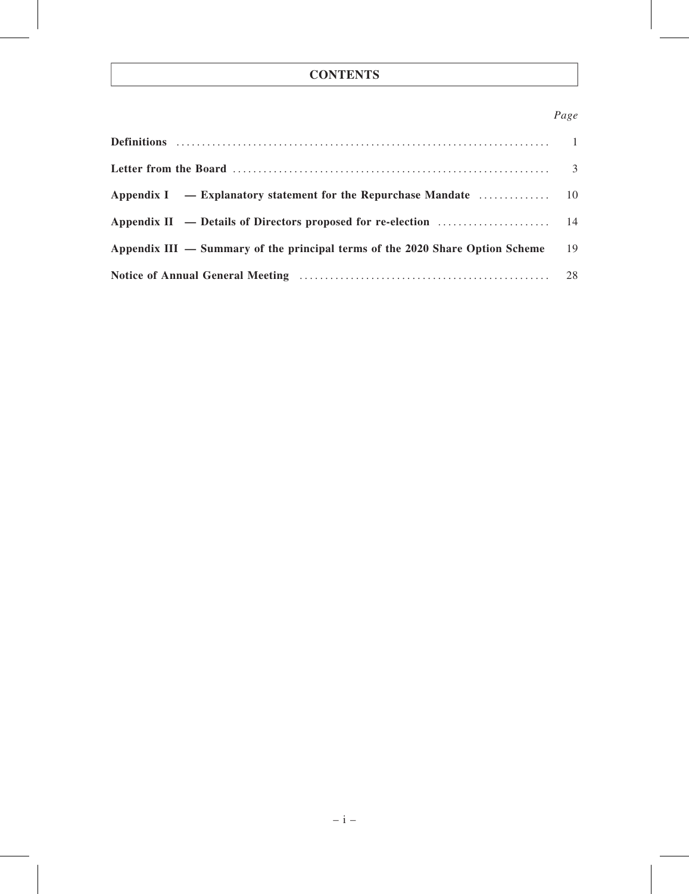# CONTENTS

| | *Page* |
|---|---|
| **Definitions** | 1 |
| **Letter from the Board** | 3 |
| **Appendix I — Explanatory statement for the Repurchase Mandate** | 10 |
| **Appendix II — Details of Directors proposed for re-election** | 14 |
| **Appendix III — Summary of the principal terms of the 2020 Share Option Scheme** | 19 |
| **Notice of Annual General Meeting** | 28 |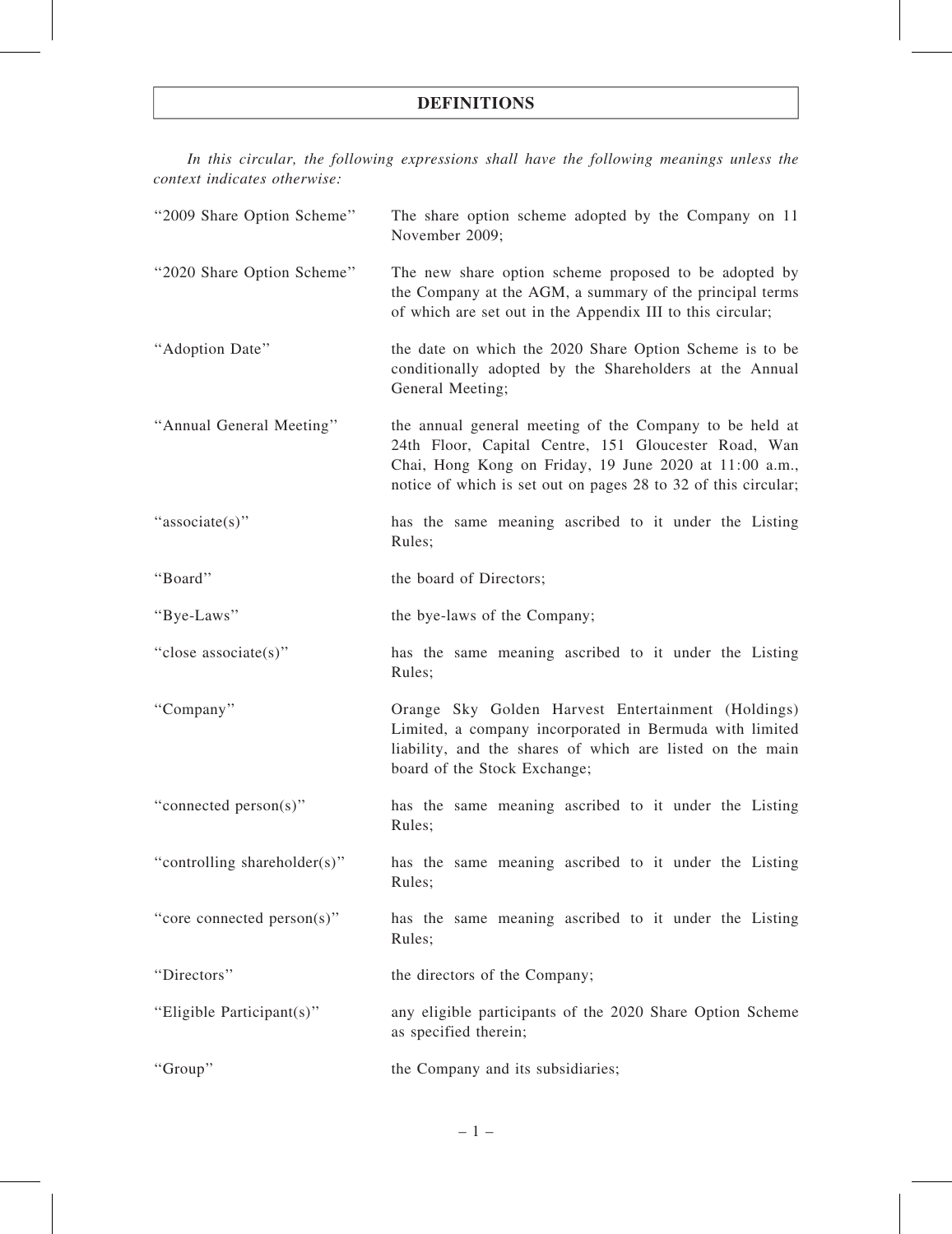# DEFINITIONS

*In this circular, the following expressions shall have the following meanings unless the context indicates otherwise:*

| | |
|---|---|
| "2009 Share Option Scheme" | The share option scheme adopted by the Company on 11 November 2009; |
| "2020 Share Option Scheme" | The new share option scheme proposed to be adopted by the Company at the AGM, a summary of the principal terms of which are set out in the Appendix III to this circular; |
| "Adoption Date" | the date on which the 2020 Share Option Scheme is to be conditionally adopted by the Shareholders at the Annual General Meeting; |
| "Annual General Meeting" | the annual general meeting of the Company to be held at 24th Floor, Capital Centre, 151 Gloucester Road, Wan Chai, Hong Kong on Friday, 19 June 2020 at 11:00 a.m., notice of which is set out on pages 28 to 32 of this circular; |
| "associate(s)" | has the same meaning ascribed to it under the Listing Rules; |
| "Board" | the board of Directors; |
| "Bye-Laws" | the bye-laws of the Company; |
| "close associate(s)" | has the same meaning ascribed to it under the Listing Rules; |
| "Company" | Orange Sky Golden Harvest Entertainment (Holdings) Limited, a company incorporated in Bermuda with limited liability, and the shares of which are listed on the main board of the Stock Exchange; |
| "connected person(s)" | has the same meaning ascribed to it under the Listing Rules; |
| "controlling shareholder(s)" | has the same meaning ascribed to it under the Listing Rules; |
| "core connected person(s)" | has the same meaning ascribed to it under the Listing Rules; |
| "Directors" | the directors of the Company; |
| "Eligible Participant(s)" | any eligible participants of the 2020 Share Option Scheme as specified therein; |
| "Group" | the Company and its subsidiaries; |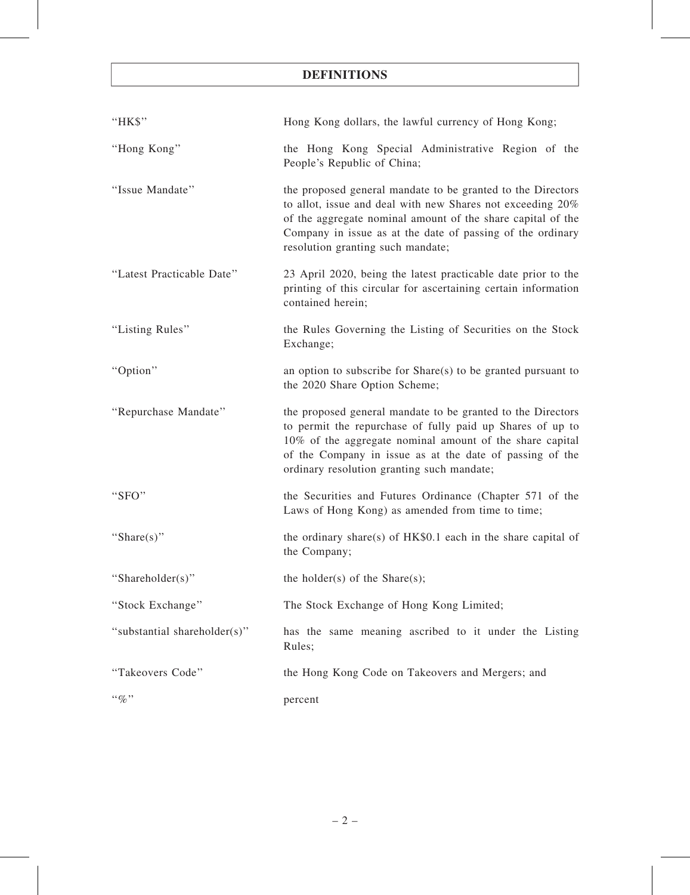# DEFINITIONS

| | |
|---|---|
| "HK$" | Hong Kong dollars, the lawful currency of Hong Kong; |
| "Hong Kong" | the Hong Kong Special Administrative Region of the People's Republic of China; |
| "Issue Mandate" | the proposed general mandate to be granted to the Directors to allot, issue and deal with new Shares not exceeding 20% of the aggregate nominal amount of the share capital of the Company in issue as at the date of passing of the ordinary resolution granting such mandate; |
| "Latest Practicable Date" | 23 April 2020, being the latest practicable date prior to the printing of this circular for ascertaining certain information contained herein; |
| "Listing Rules" | the Rules Governing the Listing of Securities on the Stock Exchange; |
| "Option" | an option to subscribe for Share(s) to be granted pursuant to the 2020 Share Option Scheme; |
| "Repurchase Mandate" | the proposed general mandate to be granted to the Directors to permit the repurchase of fully paid up Shares of up to 10% of the aggregate nominal amount of the share capital of the Company in issue as at the date of passing of the ordinary resolution granting such mandate; |
| "SFO" | the Securities and Futures Ordinance (Chapter 571 of the Laws of Hong Kong) as amended from time to time; |
| "Share(s)" | the ordinary share(s) of HK$0.1 each in the share capital of the Company; |
| "Shareholder(s)" | the holder(s) of the Share(s); |
| "Stock Exchange" | The Stock Exchange of Hong Kong Limited; |
| "substantial shareholder(s)" | has the same meaning ascribed to it under the Listing Rules; |
| "Takeovers Code" | the Hong Kong Code on Takeovers and Mergers; and |
| "%" | percent |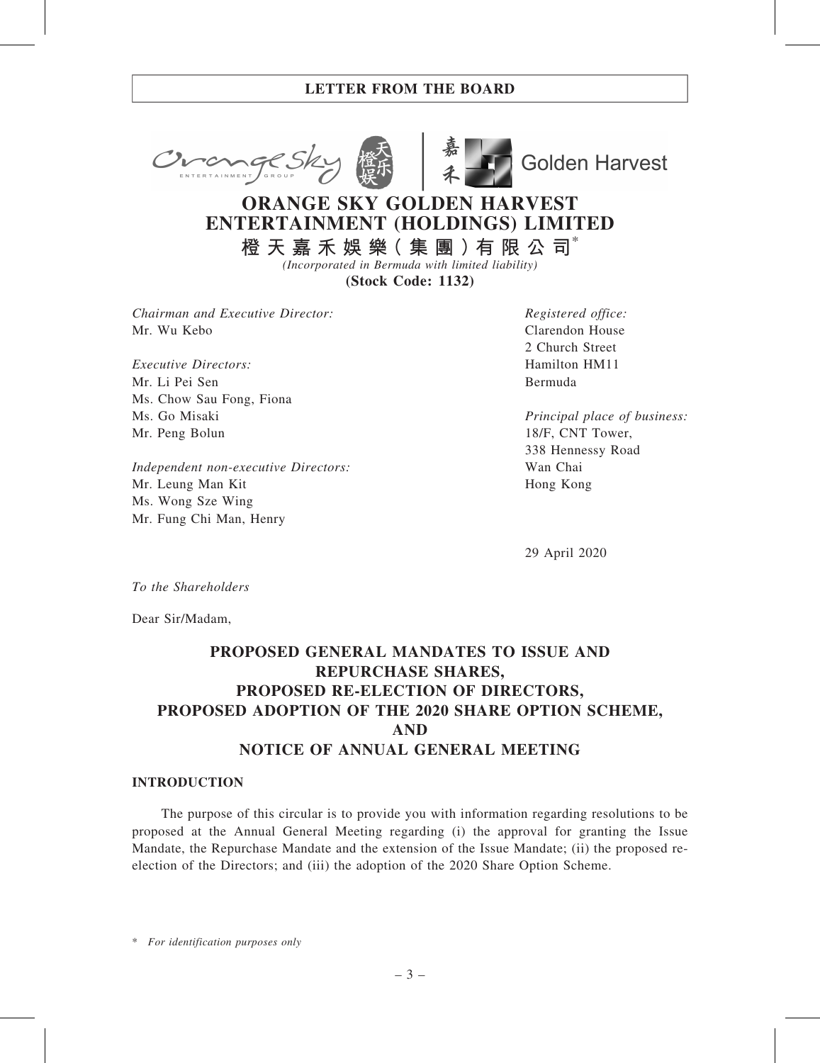# ORANGE SKY GOLDEN HARVEST ENTERTAINMENT (HOLDINGS) LIMITED

**橙天嘉禾娛樂(集團)有限公司***

*(Incorporated in Bermuda with limited liability)*

**(Stock Code: 1132)**

*Chairman and Executive Director:*
Mr. Wu Kebo

*Executive Directors:*
Mr. Li Pei Sen
Ms. Chow Sau Fong, Fiona
Ms. Go Misaki
Mr. Peng Bolun

*Independent non-executive Directors:*
Mr. Leung Man Kit
Ms. Wong Sze Wing
Mr. Fung Chi Man, Henry

*Registered office:*
Clarendon House
2 Church Street
Hamilton HM11
Bermuda

*Principal place of business:*
18/F, CNT Tower,
338 Hennessy Road
Wan Chai
Hong Kong

29 April 2020

*To the Shareholders*

Dear Sir/Madam,

## PROPOSED GENERAL MANDATES TO ISSUE AND REPURCHASE SHARES, PROPOSED RE-ELECTION OF DIRECTORS, PROPOSED ADOPTION OF THE 2020 SHARE OPTION SCHEME, AND NOTICE OF ANNUAL GENERAL MEETING

### INTRODUCTION

The purpose of this circular is to provide you with information regarding resolutions to be proposed at the Annual General Meeting regarding (i) the approval for granting the Issue Mandate, the Repurchase Mandate and the extension of the Issue Mandate; (ii) the proposed re-election of the Directors; and (iii) the adoption of the 2020 Share Option Scheme.

\* *For identification purposes only*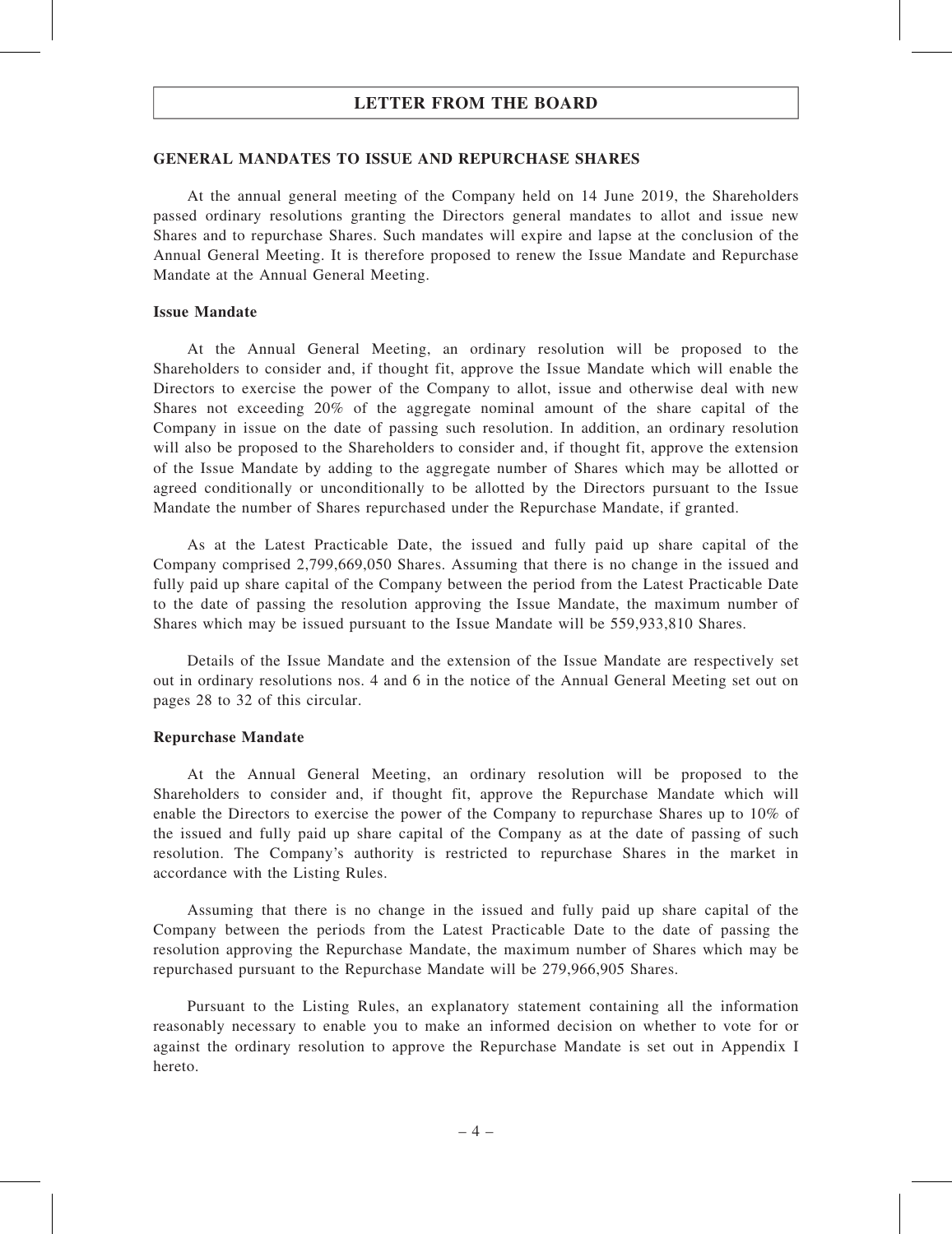## LETTER FROM THE BOARD

### GENERAL MANDATES TO ISSUE AND REPURCHASE SHARES

At the annual general meeting of the Company held on 14 June 2019, the Shareholders passed ordinary resolutions granting the Directors general mandates to allot and issue new Shares and to repurchase Shares. Such mandates will expire and lapse at the conclusion of the Annual General Meeting. It is therefore proposed to renew the Issue Mandate and Repurchase Mandate at the Annual General Meeting.

#### Issue Mandate

At the Annual General Meeting, an ordinary resolution will be proposed to the Shareholders to consider and, if thought fit, approve the Issue Mandate which will enable the Directors to exercise the power of the Company to allot, issue and otherwise deal with new Shares not exceeding 20% of the aggregate nominal amount of the share capital of the Company in issue on the date of passing such resolution. In addition, an ordinary resolution will also be proposed to the Shareholders to consider and, if thought fit, approve the extension of the Issue Mandate by adding to the aggregate number of Shares which may be allotted or agreed conditionally or unconditionally to be allotted by the Directors pursuant to the Issue Mandate the number of Shares repurchased under the Repurchase Mandate, if granted.

As at the Latest Practicable Date, the issued and fully paid up share capital of the Company comprised 2,799,669,050 Shares. Assuming that there is no change in the issued and fully paid up share capital of the Company between the period from the Latest Practicable Date to the date of passing the resolution approving the Issue Mandate, the maximum number of Shares which may be issued pursuant to the Issue Mandate will be 559,933,810 Shares.

Details of the Issue Mandate and the extension of the Issue Mandate are respectively set out in ordinary resolutions nos. 4 and 6 in the notice of the Annual General Meeting set out on pages 28 to 32 of this circular.

#### Repurchase Mandate

At the Annual General Meeting, an ordinary resolution will be proposed to the Shareholders to consider and, if thought fit, approve the Repurchase Mandate which will enable the Directors to exercise the power of the Company to repurchase Shares up to 10% of the issued and fully paid up share capital of the Company as at the date of passing of such resolution. The Company's authority is restricted to repurchase Shares in the market in accordance with the Listing Rules.

Assuming that there is no change in the issued and fully paid up share capital of the Company between the periods from the Latest Practicable Date to the date of passing the resolution approving the Repurchase Mandate, the maximum number of Shares which may be repurchased pursuant to the Repurchase Mandate will be 279,966,905 Shares.

Pursuant to the Listing Rules, an explanatory statement containing all the information reasonably necessary to enable you to make an informed decision on whether to vote for or against the ordinary resolution to approve the Repurchase Mandate is set out in Appendix I hereto.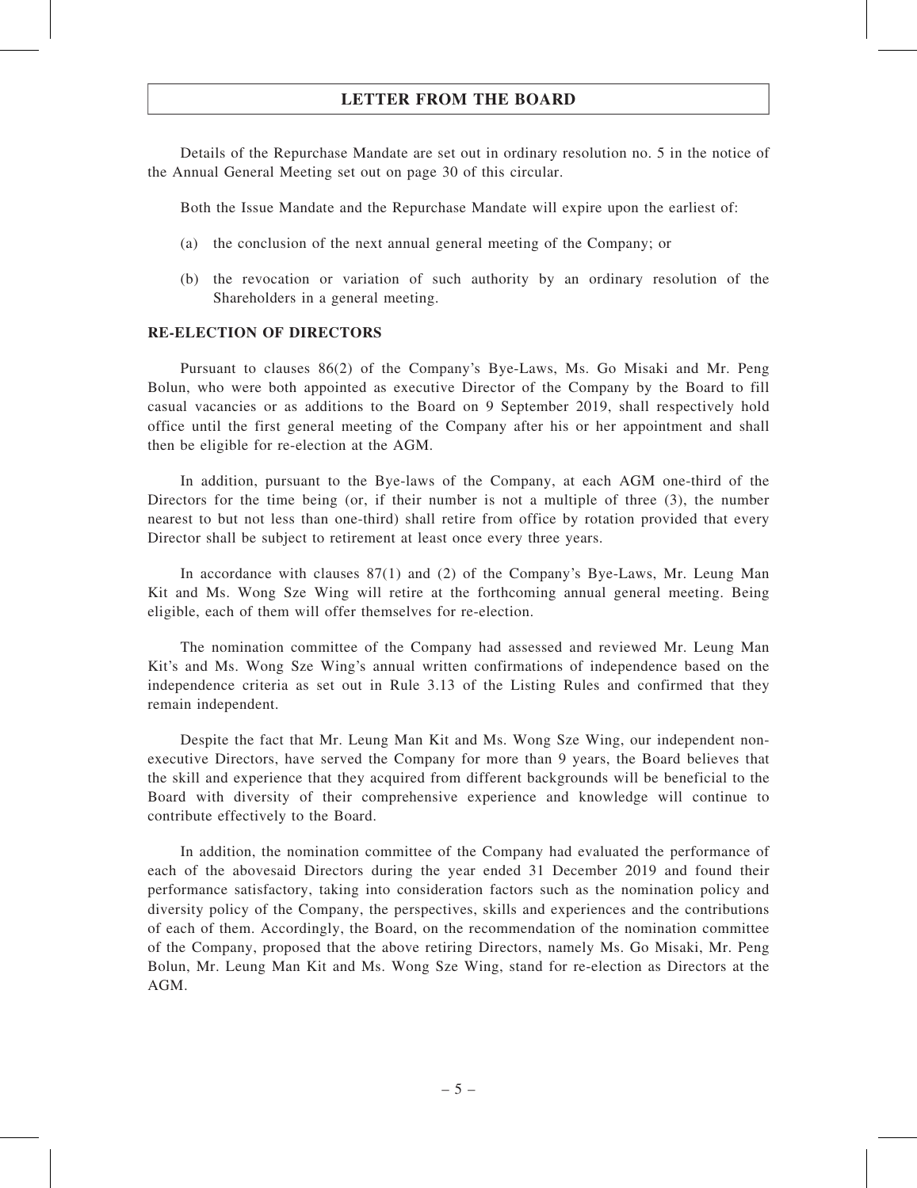## LETTER FROM THE BOARD

Details of the Repurchase Mandate are set out in ordinary resolution no. 5 in the notice of the Annual General Meeting set out on page 30 of this circular.

Both the Issue Mandate and the Repurchase Mandate will expire upon the earliest of:

(a) the conclusion of the next annual general meeting of the Company; or

(b) the revocation or variation of such authority by an ordinary resolution of the Shareholders in a general meeting.

**RE-ELECTION OF DIRECTORS**

Pursuant to clauses 86(2) of the Company's Bye-Laws, Ms. Go Misaki and Mr. Peng Bolun, who were both appointed as executive Director of the Company by the Board to fill casual vacancies or as additions to the Board on 9 September 2019, shall respectively hold office until the first general meeting of the Company after his or her appointment and shall then be eligible for re-election at the AGM.

In addition, pursuant to the Bye-laws of the Company, at each AGM one-third of the Directors for the time being (or, if their number is not a multiple of three (3), the number nearest to but not less than one-third) shall retire from office by rotation provided that every Director shall be subject to retirement at least once every three years.

In accordance with clauses 87(1) and (2) of the Company's Bye-Laws, Mr. Leung Man Kit and Ms. Wong Sze Wing will retire at the forthcoming annual general meeting. Being eligible, each of them will offer themselves for re-election.

The nomination committee of the Company had assessed and reviewed Mr. Leung Man Kit's and Ms. Wong Sze Wing's annual written confirmations of independence based on the independence criteria as set out in Rule 3.13 of the Listing Rules and confirmed that they remain independent.

Despite the fact that Mr. Leung Man Kit and Ms. Wong Sze Wing, our independent non-executive Directors, have served the Company for more than 9 years, the Board believes that the skill and experience that they acquired from different backgrounds will be beneficial to the Board with diversity of their comprehensive experience and knowledge will continue to contribute effectively to the Board.

In addition, the nomination committee of the Company had evaluated the performance of each of the abovesaid Directors during the year ended 31 December 2019 and found their performance satisfactory, taking into consideration factors such as the nomination policy and diversity policy of the Company, the perspectives, skills and experiences and the contributions of each of them. Accordingly, the Board, on the recommendation of the nomination committee of the Company, proposed that the above retiring Directors, namely Ms. Go Misaki, Mr. Peng Bolun, Mr. Leung Man Kit and Ms. Wong Sze Wing, stand for re-election as Directors at the AGM.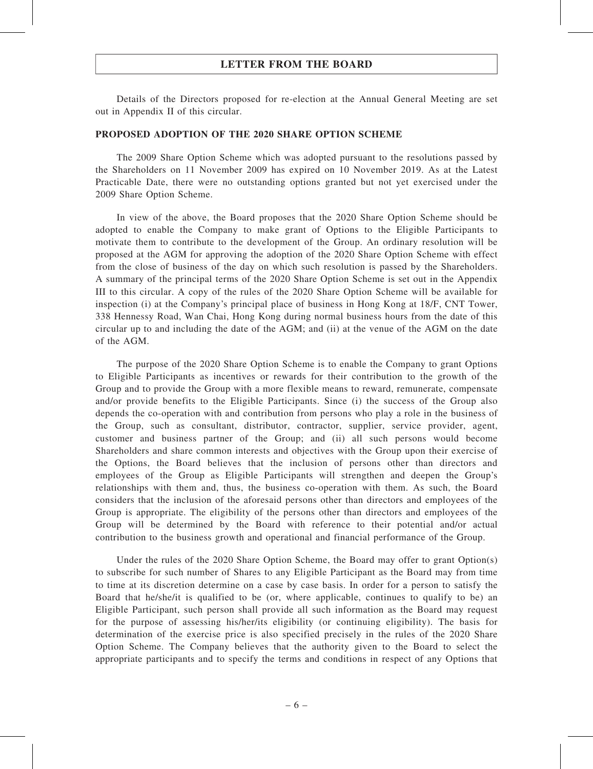Details of the Directors proposed for re-election at the Annual General Meeting are set out in Appendix II of this circular.

## PROPOSED ADOPTION OF THE 2020 SHARE OPTION SCHEME

The 2009 Share Option Scheme which was adopted pursuant to the resolutions passed by the Shareholders on 11 November 2009 has expired on 10 November 2019. As at the Latest Practicable Date, there were no outstanding options granted but not yet exercised under the 2009 Share Option Scheme.

In view of the above, the Board proposes that the 2020 Share Option Scheme should be adopted to enable the Company to make grant of Options to the Eligible Participants to motivate them to contribute to the development of the Group. An ordinary resolution will be proposed at the AGM for approving the adoption of the 2020 Share Option Scheme with effect from the close of business of the day on which such resolution is passed by the Shareholders. A summary of the principal terms of the 2020 Share Option Scheme is set out in the Appendix III to this circular. A copy of the rules of the 2020 Share Option Scheme will be available for inspection (i) at the Company's principal place of business in Hong Kong at 18/F, CNT Tower, 338 Hennessy Road, Wan Chai, Hong Kong during normal business hours from the date of this circular up to and including the date of the AGM; and (ii) at the venue of the AGM on the date of the AGM.

The purpose of the 2020 Share Option Scheme is to enable the Company to grant Options to Eligible Participants as incentives or rewards for their contribution to the growth of the Group and to provide the Group with a more flexible means to reward, remunerate, compensate and/or provide benefits to the Eligible Participants. Since (i) the success of the Group also depends the co-operation with and contribution from persons who play a role in the business of the Group, such as consultant, distributor, contractor, supplier, service provider, agent, customer and business partner of the Group; and (ii) all such persons would become Shareholders and share common interests and objectives with the Group upon their exercise of the Options, the Board believes that the inclusion of persons other than directors and employees of the Group as Eligible Participants will strengthen and deepen the Group's relationships with them and, thus, the business co-operation with them. As such, the Board considers that the inclusion of the aforesaid persons other than directors and employees of the Group is appropriate. The eligibility of the persons other than directors and employees of the Group will be determined by the Board with reference to their potential and/or actual contribution to the business growth and operational and financial performance of the Group.

Under the rules of the 2020 Share Option Scheme, the Board may offer to grant Option(s) to subscribe for such number of Shares to any Eligible Participant as the Board may from time to time at its discretion determine on a case by case basis. In order for a person to satisfy the Board that he/she/it is qualified to be (or, where applicable, continues to qualify to be) an Eligible Participant, such person shall provide all such information as the Board may request for the purpose of assessing his/her/its eligibility (or continuing eligibility). The basis for determination of the exercise price is also specified precisely in the rules of the 2020 Share Option Scheme. The Company believes that the authority given to the Board to select the appropriate participants and to specify the terms and conditions in respect of any Options that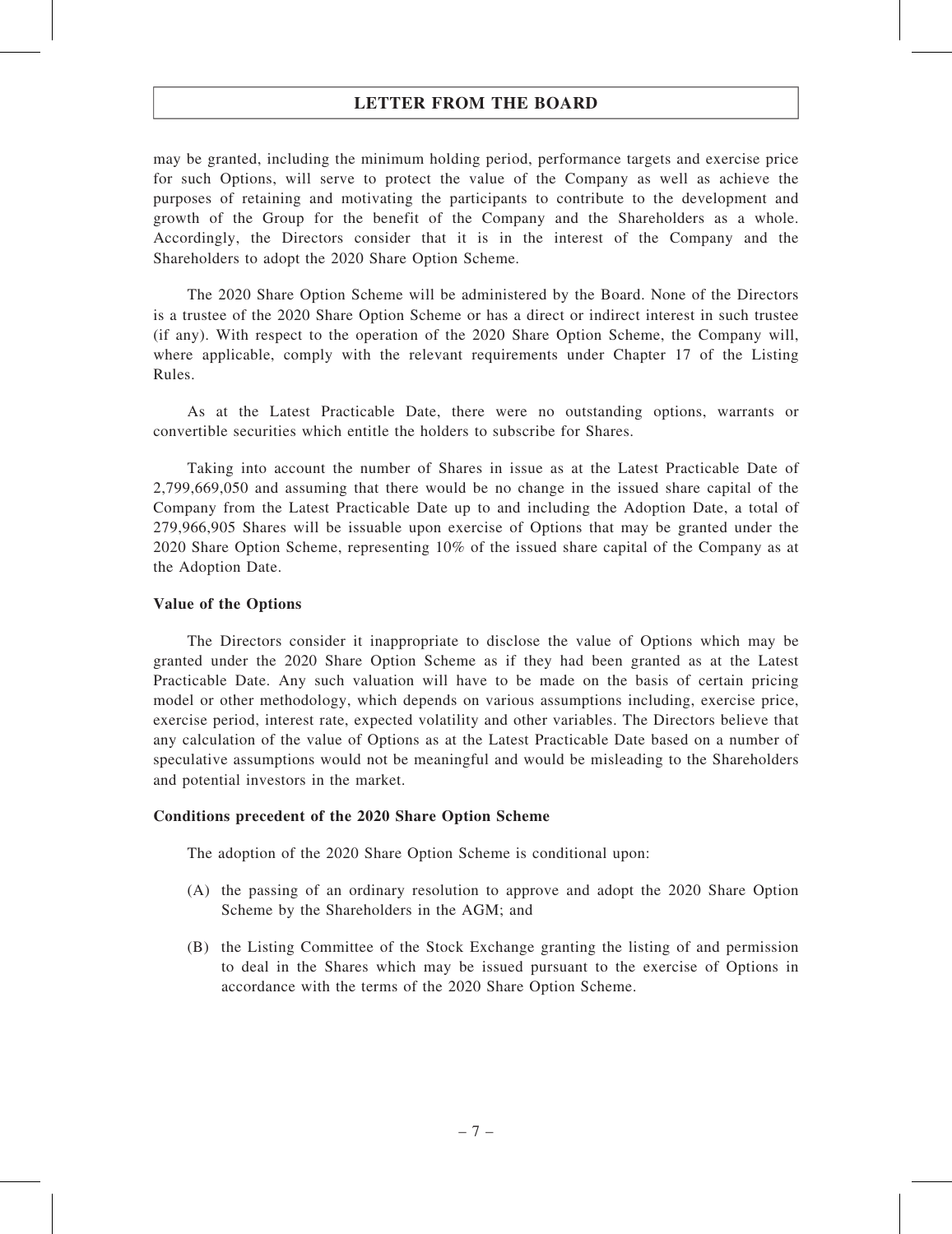may be granted, including the minimum holding period, performance targets and exercise price for such Options, will serve to protect the value of the Company as well as achieve the purposes of retaining and motivating the participants to contribute to the development and growth of the Group for the benefit of the Company and the Shareholders as a whole. Accordingly, the Directors consider that it is in the interest of the Company and the Shareholders to adopt the 2020 Share Option Scheme.

The 2020 Share Option Scheme will be administered by the Board. None of the Directors is a trustee of the 2020 Share Option Scheme or has a direct or indirect interest in such trustee (if any). With respect to the operation of the 2020 Share Option Scheme, the Company will, where applicable, comply with the relevant requirements under Chapter 17 of the Listing Rules.

As at the Latest Practicable Date, there were no outstanding options, warrants or convertible securities which entitle the holders to subscribe for Shares.

Taking into account the number of Shares in issue as at the Latest Practicable Date of 2,799,669,050 and assuming that there would be no change in the issued share capital of the Company from the Latest Practicable Date up to and including the Adoption Date, a total of 279,966,905 Shares will be issuable upon exercise of Options that may be granted under the 2020 Share Option Scheme, representing 10% of the issued share capital of the Company as at the Adoption Date.

**Value of the Options**

The Directors consider it inappropriate to disclose the value of Options which may be granted under the 2020 Share Option Scheme as if they had been granted as at the Latest Practicable Date. Any such valuation will have to be made on the basis of certain pricing model or other methodology, which depends on various assumptions including, exercise price, exercise period, interest rate, expected volatility and other variables. The Directors believe that any calculation of the value of Options as at the Latest Practicable Date based on a number of speculative assumptions would not be meaningful and would be misleading to the Shareholders and potential investors in the market.

**Conditions precedent of the 2020 Share Option Scheme**

The adoption of the 2020 Share Option Scheme is conditional upon:

(A) the passing of an ordinary resolution to approve and adopt the 2020 Share Option Scheme by the Shareholders in the AGM; and

(B) the Listing Committee of the Stock Exchange granting the listing of and permission to deal in the Shares which may be issued pursuant to the exercise of Options in accordance with the terms of the 2020 Share Option Scheme.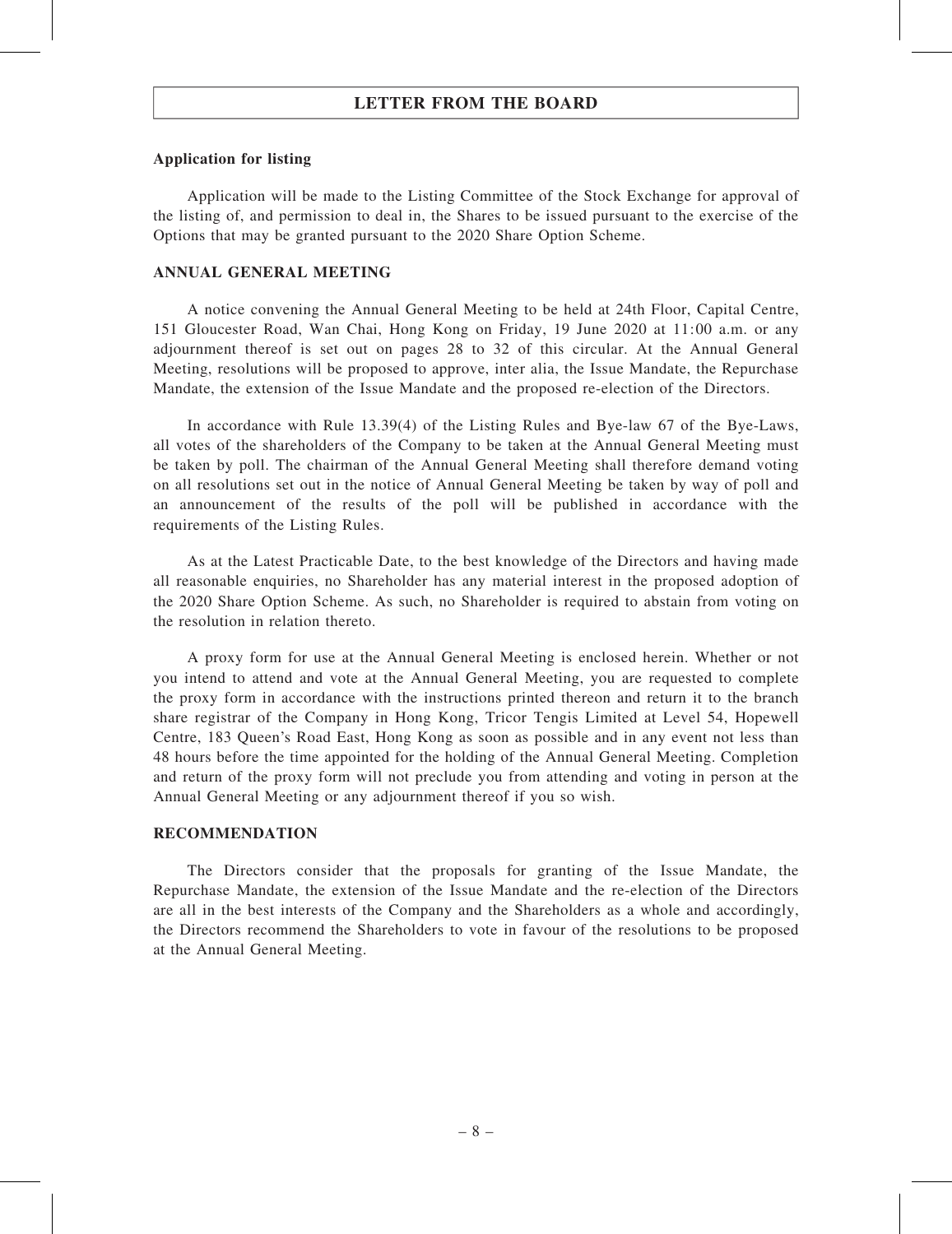## LETTER FROM THE BOARD

**Application for listing**

Application will be made to the Listing Committee of the Stock Exchange for approval of the listing of, and permission to deal in, the Shares to be issued pursuant to the exercise of the Options that may be granted pursuant to the 2020 Share Option Scheme.

**ANNUAL GENERAL MEETING**

A notice convening the Annual General Meeting to be held at 24th Floor, Capital Centre, 151 Gloucester Road, Wan Chai, Hong Kong on Friday, 19 June 2020 at 11:00 a.m. or any adjournment thereof is set out on pages 28 to 32 of this circular. At the Annual General Meeting, resolutions will be proposed to approve, inter alia, the Issue Mandate, the Repurchase Mandate, the extension of the Issue Mandate and the proposed re-election of the Directors.

In accordance with Rule 13.39(4) of the Listing Rules and Bye-law 67 of the Bye-Laws, all votes of the shareholders of the Company to be taken at the Annual General Meeting must be taken by poll. The chairman of the Annual General Meeting shall therefore demand voting on all resolutions set out in the notice of Annual General Meeting be taken by way of poll and an announcement of the results of the poll will be published in accordance with the requirements of the Listing Rules.

As at the Latest Practicable Date, to the best knowledge of the Directors and having made all reasonable enquiries, no Shareholder has any material interest in the proposed adoption of the 2020 Share Option Scheme. As such, no Shareholder is required to abstain from voting on the resolution in relation thereto.

A proxy form for use at the Annual General Meeting is enclosed herein. Whether or not you intend to attend and vote at the Annual General Meeting, you are requested to complete the proxy form in accordance with the instructions printed thereon and return it to the branch share registrar of the Company in Hong Kong, Tricor Tengis Limited at Level 54, Hopewell Centre, 183 Queen's Road East, Hong Kong as soon as possible and in any event not less than 48 hours before the time appointed for the holding of the Annual General Meeting. Completion and return of the proxy form will not preclude you from attending and voting in person at the Annual General Meeting or any adjournment thereof if you so wish.

**RECOMMENDATION**

The Directors consider that the proposals for granting of the Issue Mandate, the Repurchase Mandate, the extension of the Issue Mandate and the re-election of the Directors are all in the best interests of the Company and the Shareholders as a whole and accordingly, the Directors recommend the Shareholders to vote in favour of the resolutions to be proposed at the Annual General Meeting.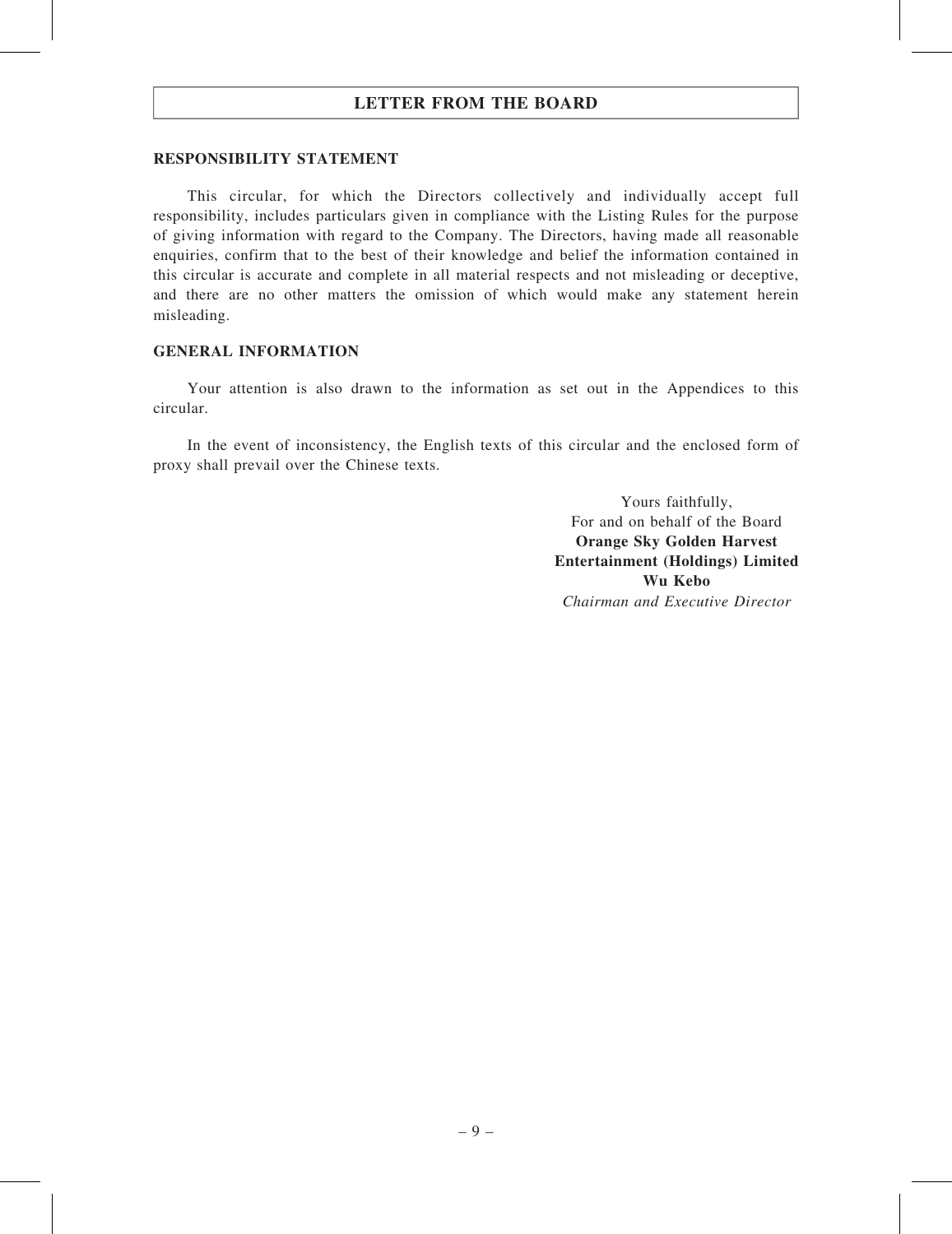## LETTER FROM THE BOARD

### RESPONSIBILITY STATEMENT

This circular, for which the Directors collectively and individually accept full responsibility, includes particulars given in compliance with the Listing Rules for the purpose of giving information with regard to the Company. The Directors, having made all reasonable enquiries, confirm that to the best of their knowledge and belief the information contained in this circular is accurate and complete in all material respects and not misleading or deceptive, and there are no other matters the omission of which would make any statement herein misleading.

### GENERAL INFORMATION

Your attention is also drawn to the information as set out in the Appendices to this circular.

In the event of inconsistency, the English texts of this circular and the enclosed form of proxy shall prevail over the Chinese texts.

Yours faithfully,
For and on behalf of the Board
**Orange Sky Golden Harvest Entertainment (Holdings) Limited**
**Wu Kebo**
*Chairman and Executive Director*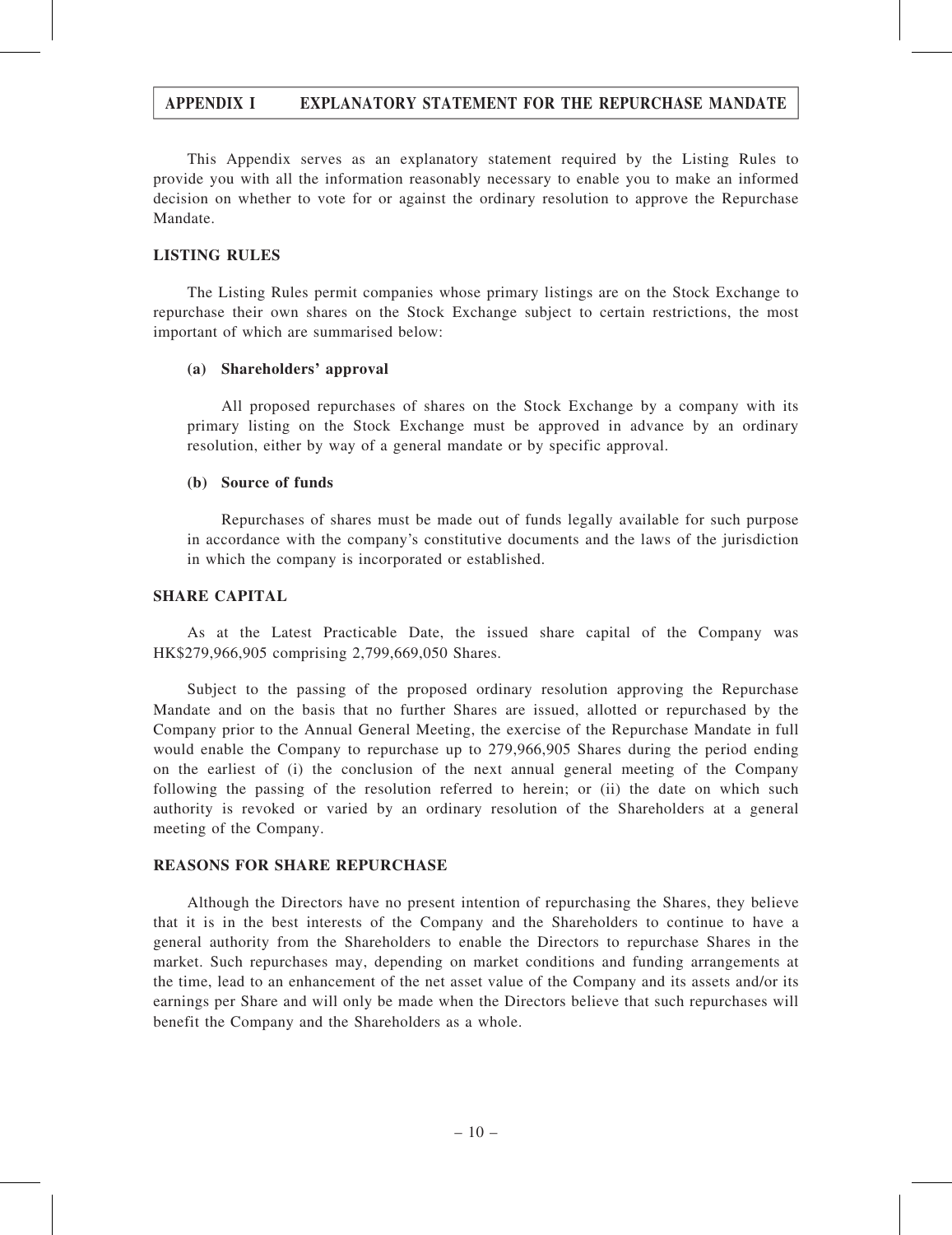# APPENDIX I EXPLANATORY STATEMENT FOR THE REPURCHASE MANDATE

This Appendix serves as an explanatory statement required by the Listing Rules to provide you with all the information reasonably necessary to enable you to make an informed decision on whether to vote for or against the ordinary resolution to approve the Repurchase Mandate.

## LISTING RULES

The Listing Rules permit companies whose primary listings are on the Stock Exchange to repurchase their own shares on the Stock Exchange subject to certain restrictions, the most important of which are summarised below:

### (a) Shareholders' approval

All proposed repurchases of shares on the Stock Exchange by a company with its primary listing on the Stock Exchange must be approved in advance by an ordinary resolution, either by way of a general mandate or by specific approval.

### (b) Source of funds

Repurchases of shares must be made out of funds legally available for such purpose in accordance with the company's constitutive documents and the laws of the jurisdiction in which the company is incorporated or established.

## SHARE CAPITAL

As at the Latest Practicable Date, the issued share capital of the Company was HK$279,966,905 comprising 2,799,669,050 Shares.

Subject to the passing of the proposed ordinary resolution approving the Repurchase Mandate and on the basis that no further Shares are issued, allotted or repurchased by the Company prior to the Annual General Meeting, the exercise of the Repurchase Mandate in full would enable the Company to repurchase up to 279,966,905 Shares during the period ending on the earliest of (i) the conclusion of the next annual general meeting of the Company following the passing of the resolution referred to herein; or (ii) the date on which such authority is revoked or varied by an ordinary resolution of the Shareholders at a general meeting of the Company.

## REASONS FOR SHARE REPURCHASE

Although the Directors have no present intention of repurchasing the Shares, they believe that it is in the best interests of the Company and the Shareholders to continue to have a general authority from the Shareholders to enable the Directors to repurchase Shares in the market. Such repurchases may, depending on market conditions and funding arrangements at the time, lead to an enhancement of the net asset value of the Company and its assets and/or its earnings per Share and will only be made when the Directors believe that such repurchases will benefit the Company and the Shareholders as a whole.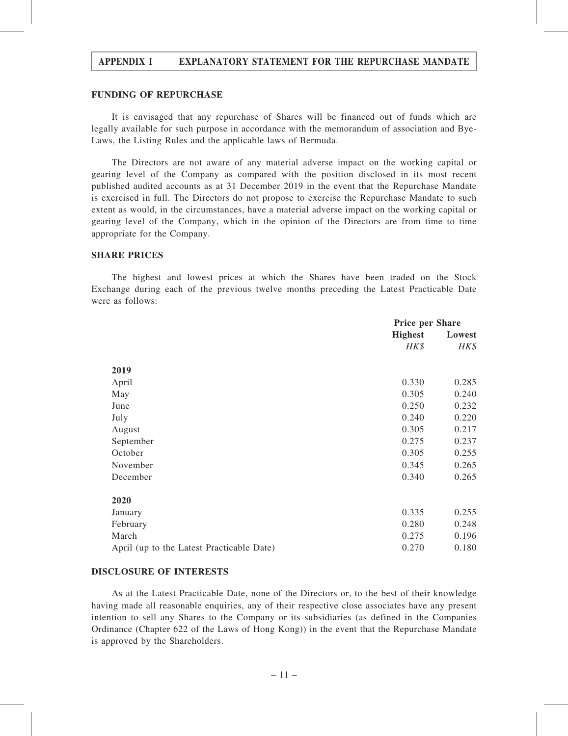## FUNDING OF REPURCHASE

It is envisaged that any repurchase of Shares will be financed out of funds which are legally available for such purpose in accordance with the memorandum of association and Bye-Laws, the Listing Rules and the applicable laws of Bermuda.

The Directors are not aware of any material adverse impact on the working capital or gearing level of the Company as compared with the position disclosed in its most recent published audited accounts as at 31 December 2019 in the event that the Repurchase Mandate is exercised in full. The Directors do not propose to exercise the Repurchase Mandate to such extent as would, in the circumstances, have a material adverse impact on the working capital or gearing level of the Company, which in the opinion of the Directors are from time to time appropriate for the Company.

## SHARE PRICES

The highest and lowest prices at which the Shares have been traded on the Stock Exchange during each of the previous twelve months preceding the Latest Practicable Date were as follows:

| | Price per Share | |
|---|---|---|
| | **Highest** | **Lowest** |
| | *HK$* | *HK$* |
| **2019** | | |
| April | 0.330 | 0.285 |
| May | 0.305 | 0.240 |
| June | 0.250 | 0.232 |
| July | 0.240 | 0.220 |
| August | 0.305 | 0.217 |
| September | 0.275 | 0.237 |
| October | 0.305 | 0.255 |
| November | 0.345 | 0.265 |
| December | 0.340 | 0.265 |
| **2020** | | |
| January | 0.335 | 0.255 |
| February | 0.280 | 0.248 |
| March | 0.275 | 0.196 |
| April (up to the Latest Practicable Date) | 0.270 | 0.180 |

## DISCLOSURE OF INTERESTS

As at the Latest Practicable Date, none of the Directors or, to the best of their knowledge having made all reasonable enquiries, any of their respective close associates have any present intention to sell any Shares to the Company or its subsidiaries (as defined in the Companies Ordinance (Chapter 622 of the Laws of Hong Kong)) in the event that the Repurchase Mandate is approved by the Shareholders.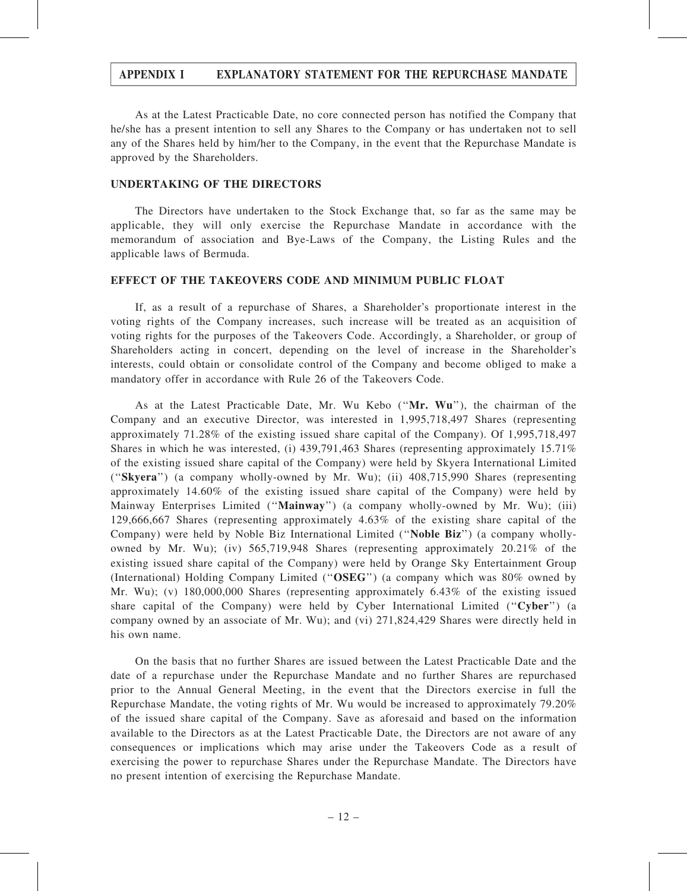As at the Latest Practicable Date, no core connected person has notified the Company that he/she has a present intention to sell any Shares to the Company or has undertaken not to sell any of the Shares held by him/her to the Company, in the event that the Repurchase Mandate is approved by the Shareholders.

## UNDERTAKING OF THE DIRECTORS

The Directors have undertaken to the Stock Exchange that, so far as the same may be applicable, they will only exercise the Repurchase Mandate in accordance with the memorandum of association and Bye-Laws of the Company, the Listing Rules and the applicable laws of Bermuda.

## EFFECT OF THE TAKEOVERS CODE AND MINIMUM PUBLIC FLOAT

If, as a result of a repurchase of Shares, a Shareholder's proportionate interest in the voting rights of the Company increases, such increase will be treated as an acquisition of voting rights for the purposes of the Takeovers Code. Accordingly, a Shareholder, or group of Shareholders acting in concert, depending on the level of increase in the Shareholder's interests, could obtain or consolidate control of the Company and become obliged to make a mandatory offer in accordance with Rule 26 of the Takeovers Code.

As at the Latest Practicable Date, Mr. Wu Kebo ("**Mr. Wu**"), the chairman of the Company and an executive Director, was interested in 1,995,718,497 Shares (representing approximately 71.28% of the existing issued share capital of the Company). Of 1,995,718,497 Shares in which he was interested, (i) 439,791,463 Shares (representing approximately 15.71% of the existing issued share capital of the Company) were held by Skyera International Limited ("**Skyera**") (a company wholly-owned by Mr. Wu); (ii) 408,715,990 Shares (representing approximately 14.60% of the existing issued share capital of the Company) were held by Mainway Enterprises Limited ("**Mainway**") (a company wholly-owned by Mr. Wu); (iii) 129,666,667 Shares (representing approximately 4.63% of the existing share capital of the Company) were held by Noble Biz International Limited ("**Noble Biz**") (a company wholly-owned by Mr. Wu); (iv) 565,719,948 Shares (representing approximately 20.21% of the existing issued share capital of the Company) were held by Orange Sky Entertainment Group (International) Holding Company Limited ("**OSEG**") (a company which was 80% owned by Mr. Wu); (v) 180,000,000 Shares (representing approximately 6.43% of the existing issued share capital of the Company) were held by Cyber International Limited ("**Cyber**") (a company owned by an associate of Mr. Wu); and (vi) 271,824,429 Shares were directly held in his own name.

On the basis that no further Shares are issued between the Latest Practicable Date and the date of a repurchase under the Repurchase Mandate and no further Shares are repurchased prior to the Annual General Meeting, in the event that the Directors exercise in full the Repurchase Mandate, the voting rights of Mr. Wu would be increased to approximately 79.20% of the issued share capital of the Company. Save as aforesaid and based on the information available to the Directors as at the Latest Practicable Date, the Directors are not aware of any consequences or implications which may arise under the Takeovers Code as a result of exercising the power to repurchase Shares under the Repurchase Mandate. The Directors have no present intention of exercising the Repurchase Mandate.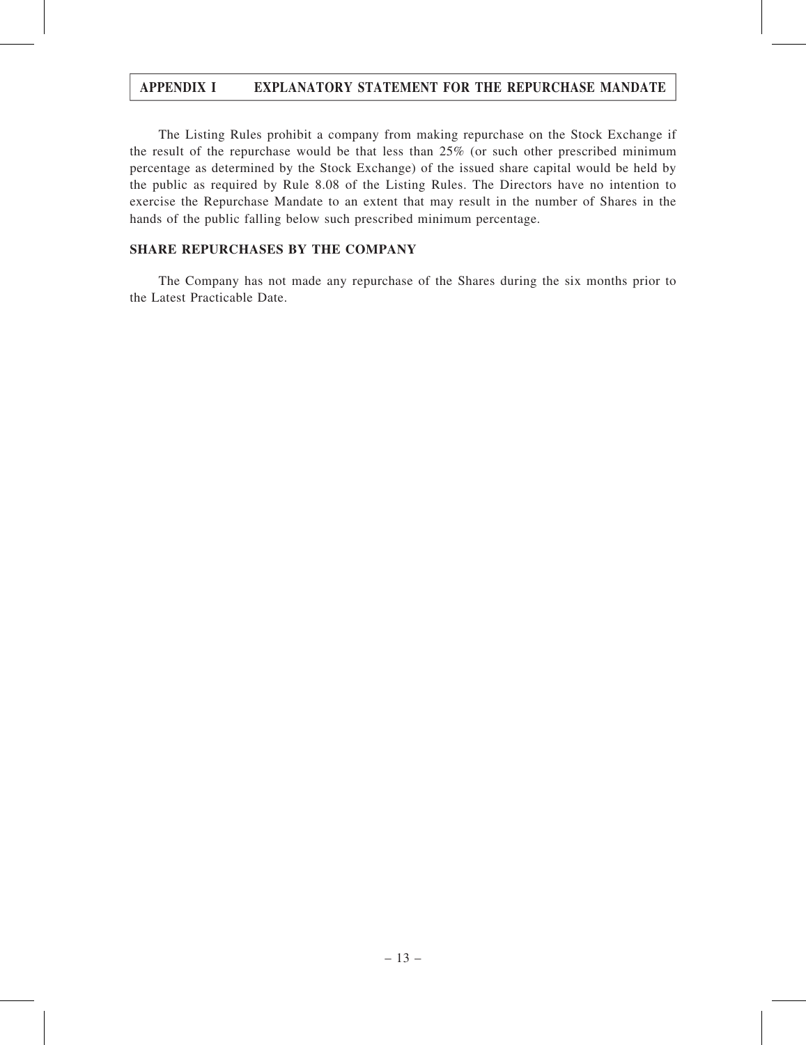The Listing Rules prohibit a company from making repurchase on the Stock Exchange if the result of the repurchase would be that less than 25% (or such other prescribed minimum percentage as determined by the Stock Exchange) of the issued share capital would be held by the public as required by Rule 8.08 of the Listing Rules. The Directors have no intention to exercise the Repurchase Mandate to an extent that may result in the number of Shares in the hands of the public falling below such prescribed minimum percentage.

## SHARE REPURCHASES BY THE COMPANY

The Company has not made any repurchase of the Shares during the six months prior to the Latest Practicable Date.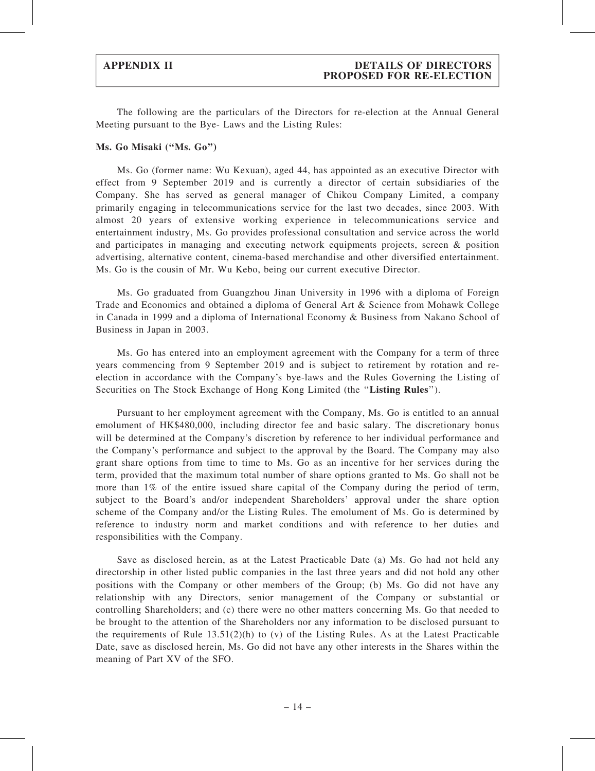The following are the particulars of the Directors for re-election at the Annual General Meeting pursuant to the Bye- Laws and the Listing Rules:

**Ms. Go Misaki ("Ms. Go")**

Ms. Go (former name: Wu Kexuan), aged 44, has appointed as an executive Director with effect from 9 September 2019 and is currently a director of certain subsidiaries of the Company. She has served as general manager of Chikou Company Limited, a company primarily engaging in telecommunications service for the last two decades, since 2003. With almost 20 years of extensive working experience in telecommunications service and entertainment industry, Ms. Go provides professional consultation and service across the world and participates in managing and executing network equipments projects, screen & position advertising, alternative content, cinema-based merchandise and other diversified entertainment. Ms. Go is the cousin of Mr. Wu Kebo, being our current executive Director.

Ms. Go graduated from Guangzhou Jinan University in 1996 with a diploma of Foreign Trade and Economics and obtained a diploma of General Art & Science from Mohawk College in Canada in 1999 and a diploma of International Economy & Business from Nakano School of Business in Japan in 2003.

Ms. Go has entered into an employment agreement with the Company for a term of three years commencing from 9 September 2019 and is subject to retirement by rotation and re-election in accordance with the Company's bye-laws and the Rules Governing the Listing of Securities on The Stock Exchange of Hong Kong Limited (the "**Listing Rules**").

Pursuant to her employment agreement with the Company, Ms. Go is entitled to an annual emolument of HK$480,000, including director fee and basic salary. The discretionary bonus will be determined at the Company's discretion by reference to her individual performance and the Company's performance and subject to the approval by the Board. The Company may also grant share options from time to time to Ms. Go as an incentive for her services during the term, provided that the maximum total number of share options granted to Ms. Go shall not be more than 1% of the entire issued share capital of the Company during the period of term, subject to the Board's and/or independent Shareholders' approval under the share option scheme of the Company and/or the Listing Rules. The emolument of Ms. Go is determined by reference to industry norm and market conditions and with reference to her duties and responsibilities with the Company.

Save as disclosed herein, as at the Latest Practicable Date (a) Ms. Go had not held any directorship in other listed public companies in the last three years and did not hold any other positions with the Company or other members of the Group; (b) Ms. Go did not have any relationship with any Directors, senior management of the Company or substantial or controlling Shareholders; and (c) there were no other matters concerning Ms. Go that needed to be brought to the attention of the Shareholders nor any information to be disclosed pursuant to the requirements of Rule 13.51(2)(h) to (v) of the Listing Rules. As at the Latest Practicable Date, save as disclosed herein, Ms. Go did not have any other interests in the Shares within the meaning of Part XV of the SFO.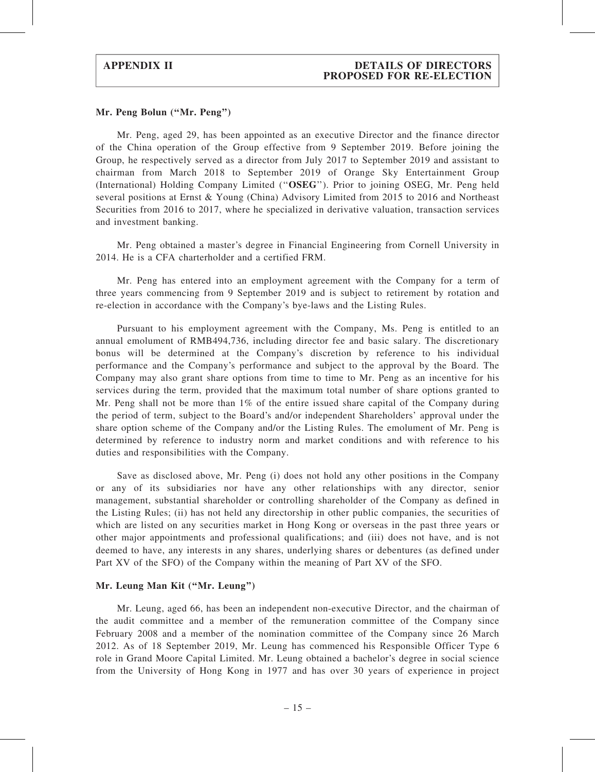**Mr. Peng Bolun ("Mr. Peng")**

Mr. Peng, aged 29, has been appointed as an executive Director and the finance director of the China operation of the Group effective from 9 September 2019. Before joining the Group, he respectively served as a director from July 2017 to September 2019 and assistant to chairman from March 2018 to September 2019 of Orange Sky Entertainment Group (International) Holding Company Limited ("**OSEG**"). Prior to joining OSEG, Mr. Peng held several positions at Ernst & Young (China) Advisory Limited from 2015 to 2016 and Northeast Securities from 2016 to 2017, where he specialized in derivative valuation, transaction services and investment banking.

Mr. Peng obtained a master's degree in Financial Engineering from Cornell University in 2014. He is a CFA charterholder and a certified FRM.

Mr. Peng has entered into an employment agreement with the Company for a term of three years commencing from 9 September 2019 and is subject to retirement by rotation and re-election in accordance with the Company's bye-laws and the Listing Rules.

Pursuant to his employment agreement with the Company, Ms. Peng is entitled to an annual emolument of RMB494,736, including director fee and basic salary. The discretionary bonus will be determined at the Company's discretion by reference to his individual performance and the Company's performance and subject to the approval by the Board. The Company may also grant share options from time to time to Mr. Peng as an incentive for his services during the term, provided that the maximum total number of share options granted to Mr. Peng shall not be more than 1% of the entire issued share capital of the Company during the period of term, subject to the Board's and/or independent Shareholders' approval under the share option scheme of the Company and/or the Listing Rules. The emolument of Mr. Peng is determined by reference to industry norm and market conditions and with reference to his duties and responsibilities with the Company.

Save as disclosed above, Mr. Peng (i) does not hold any other positions in the Company or any of its subsidiaries nor have any other relationships with any director, senior management, substantial shareholder or controlling shareholder of the Company as defined in the Listing Rules; (ii) has not held any directorship in other public companies, the securities of which are listed on any securities market in Hong Kong or overseas in the past three years or other major appointments and professional qualifications; and (iii) does not have, and is not deemed to have, any interests in any shares, underlying shares or debentures (as defined under Part XV of the SFO) of the Company within the meaning of Part XV of the SFO.

**Mr. Leung Man Kit ("Mr. Leung")**

Mr. Leung, aged 66, has been an independent non-executive Director, and the chairman of the audit committee and a member of the remuneration committee of the Company since February 2008 and a member of the nomination committee of the Company since 26 March 2012. As of 18 September 2019, Mr. Leung has commenced his Responsible Officer Type 6 role in Grand Moore Capital Limited. Mr. Leung obtained a bachelor's degree in social science from the University of Hong Kong in 1977 and has over 30 years of experience in project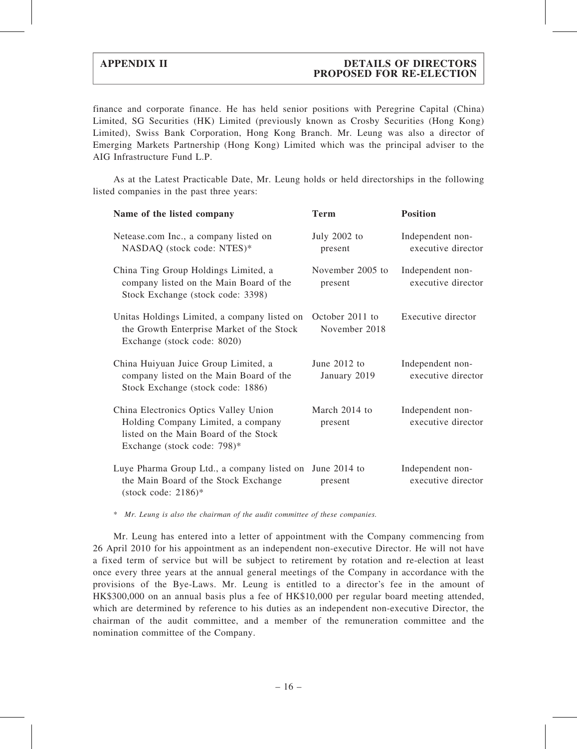finance and corporate finance. He has held senior positions with Peregrine Capital (China) Limited, SG Securities (HK) Limited (previously known as Crosby Securities (Hong Kong) Limited), Swiss Bank Corporation, Hong Kong Branch. Mr. Leung was also a director of Emerging Markets Partnership (Hong Kong) Limited which was the principal adviser to the AIG Infrastructure Fund L.P.

As at the Latest Practicable Date, Mr. Leung holds or held directorships in the following listed companies in the past three years:

| Name of the listed company | Term | Position |
|---|---|---|
| Netease.com Inc., a company listed on NASDAQ (stock code: NTES)* | July 2002 to present | Independent non-executive director |
| China Ting Group Holdings Limited, a company listed on the Main Board of the Stock Exchange (stock code: 3398) | November 2005 to present | Independent non-executive director |
| Unitas Holdings Limited, a company listed on the Growth Enterprise Market of the Stock Exchange (stock code: 8020) | October 2011 to November 2018 | Executive director |
| China Huiyuan Juice Group Limited, a company listed on the Main Board of the Stock Exchange (stock code: 1886) | June 2012 to January 2019 | Independent non-executive director |
| China Electronics Optics Valley Union Holding Company Limited, a company listed on the Main Board of the Stock Exchange (stock code: 798)* | March 2014 to present | Independent non-executive director |
| Luye Pharma Group Ltd., a company listed on the Main Board of the Stock Exchange (stock code: 2186)* | June 2014 to present | Independent non-executive director |

\* *Mr. Leung is also the chairman of the audit committee of these companies.*

Mr. Leung has entered into a letter of appointment with the Company commencing from 26 April 2010 for his appointment as an independent non-executive Director. He will not have a fixed term of service but will be subject to retirement by rotation and re-election at least once every three years at the annual general meetings of the Company in accordance with the provisions of the Bye-Laws. Mr. Leung is entitled to a director's fee in the amount of HK$300,000 on an annual basis plus a fee of HK$10,000 per regular board meeting attended, which are determined by reference to his duties as an independent non-executive Director, the chairman of the audit committee, and a member of the remuneration committee and the nomination committee of the Company.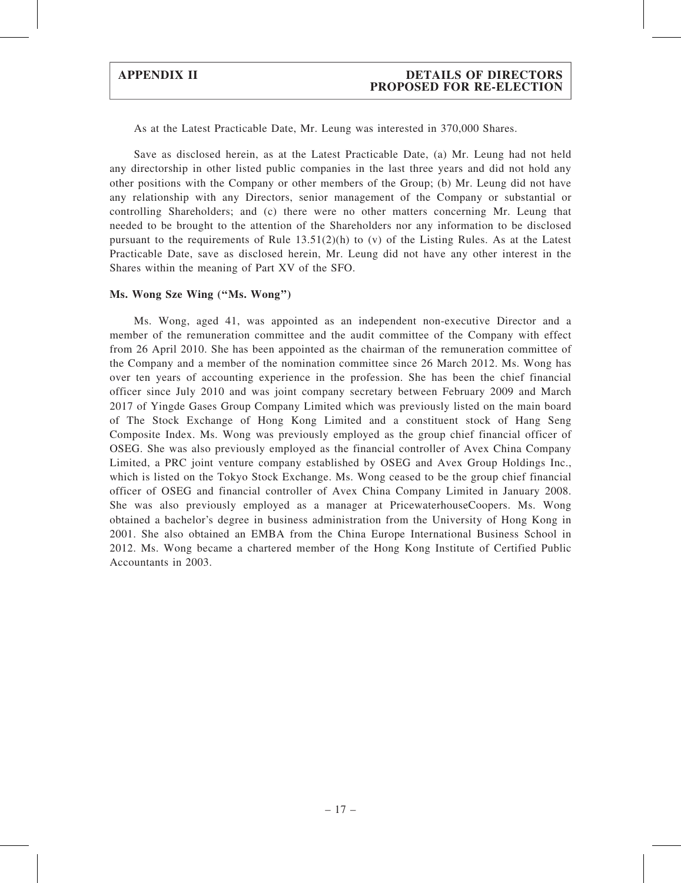As at the Latest Practicable Date, Mr. Leung was interested in 370,000 Shares.

Save as disclosed herein, as at the Latest Practicable Date, (a) Mr. Leung had not held any directorship in other listed public companies in the last three years and did not hold any other positions with the Company or other members of the Group; (b) Mr. Leung did not have any relationship with any Directors, senior management of the Company or substantial or controlling Shareholders; and (c) there were no other matters concerning Mr. Leung that needed to be brought to the attention of the Shareholders nor any information to be disclosed pursuant to the requirements of Rule 13.51(2)(h) to (v) of the Listing Rules. As at the Latest Practicable Date, save as disclosed herein, Mr. Leung did not have any other interest in the Shares within the meaning of Part XV of the SFO.

**Ms. Wong Sze Wing ("Ms. Wong")**

Ms. Wong, aged 41, was appointed as an independent non-executive Director and a member of the remuneration committee and the audit committee of the Company with effect from 26 April 2010. She has been appointed as the chairman of the remuneration committee of the Company and a member of the nomination committee since 26 March 2012. Ms. Wong has over ten years of accounting experience in the profession. She has been the chief financial officer since July 2010 and was joint company secretary between February 2009 and March 2017 of Yingde Gases Group Company Limited which was previously listed on the main board of The Stock Exchange of Hong Kong Limited and a constituent stock of Hang Seng Composite Index. Ms. Wong was previously employed as the group chief financial officer of OSEG. She was also previously employed as the financial controller of Avex China Company Limited, a PRC joint venture company established by OSEG and Avex Group Holdings Inc., which is listed on the Tokyo Stock Exchange. Ms. Wong ceased to be the group chief financial officer of OSEG and financial controller of Avex China Company Limited in January 2008. She was also previously employed as a manager at PricewaterhouseCoopers. Ms. Wong obtained a bachelor's degree in business administration from the University of Hong Kong in 2001. She also obtained an EMBA from the China Europe International Business School in 2012. Ms. Wong became a chartered member of the Hong Kong Institute of Certified Public Accountants in 2003.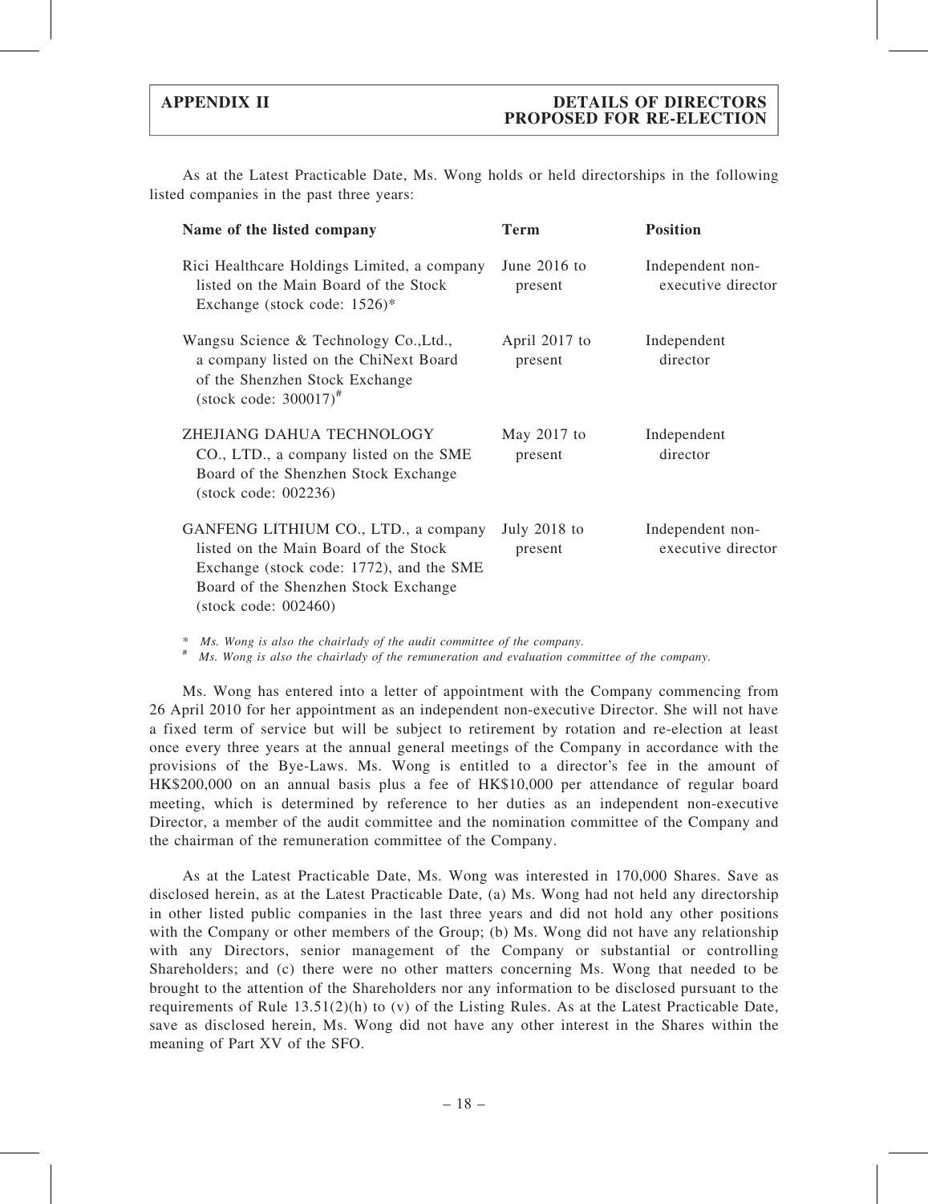As at the Latest Practicable Date, Ms. Wong holds or held directorships in the following listed companies in the past three years:

| Name of the listed company | Term | Position |
|---|---|---|
| Rici Healthcare Holdings Limited, a company listed on the Main Board of the Stock Exchange (stock code: 1526)* | June 2016 to present | Independent non-executive director |
| Wangsu Science & Technology Co.,Ltd., a company listed on the ChiNext Board of the Shenzhen Stock Exchange (stock code: 300017)# | April 2017 to present | Independent director |
| ZHEJIANG DAHUA TECHNOLOGY CO., LTD., a company listed on the SME Board of the Shenzhen Stock Exchange (stock code: 002236) | May 2017 to present | Independent director |
| GANFENG LITHIUM CO., LTD., a company listed on the Main Board of the Stock Exchange (stock code: 1772), and the SME Board of the Shenzhen Stock Exchange (stock code: 002460) | July 2018 to present | Independent non-executive director |

\* *Ms. Wong is also the chairlady of the audit committee of the company.*

\# *Ms. Wong is also the chairlady of the remuneration and evaluation committee of the company.*

Ms. Wong has entered into a letter of appointment with the Company commencing from 26 April 2010 for her appointment as an independent non-executive Director. She will not have a fixed term of service but will be subject to retirement by rotation and re-election at least once every three years at the annual general meetings of the Company in accordance with the provisions of the Bye-Laws. Ms. Wong is entitled to a director's fee in the amount of HK$200,000 on an annual basis plus a fee of HK$10,000 per attendance of regular board meeting, which is determined by reference to her duties as an independent non-executive Director, a member of the audit committee and the nomination committee of the Company and the chairman of the remuneration committee of the Company.

As at the Latest Practicable Date, Ms. Wong was interested in 170,000 Shares. Save as disclosed herein, as at the Latest Practicable Date, (a) Ms. Wong had not held any directorship in other listed public companies in the last three years and did not hold any other positions with the Company or other members of the Group; (b) Ms. Wong did not have any relationship with any Directors, senior management of the Company or substantial or controlling Shareholders; and (c) there were no other matters concerning Ms. Wong that needed to be brought to the attention of the Shareholders nor any information to be disclosed pursuant to the requirements of Rule 13.51(2)(h) to (v) of the Listing Rules. As at the Latest Practicable Date, save as disclosed herein, Ms. Wong did not have any other interest in the Shares within the meaning of Part XV of the SFO.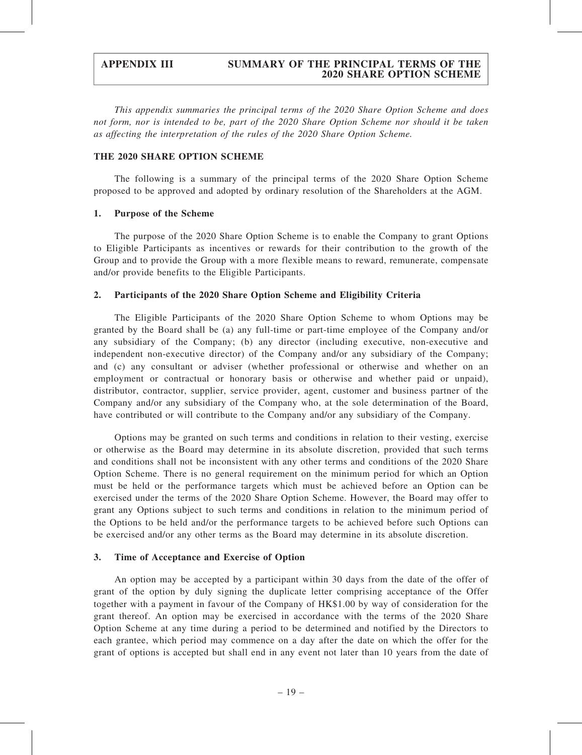*This appendix summaries the principal terms of the 2020 Share Option Scheme and does not form, nor is intended to be, part of the 2020 Share Option Scheme nor should it be taken as affecting the interpretation of the rules of the 2020 Share Option Scheme.*

## THE 2020 SHARE OPTION SCHEME

The following is a summary of the principal terms of the 2020 Share Option Scheme proposed to be approved and adopted by ordinary resolution of the Shareholders at the AGM.

### 1. Purpose of the Scheme

The purpose of the 2020 Share Option Scheme is to enable the Company to grant Options to Eligible Participants as incentives or rewards for their contribution to the growth of the Group and to provide the Group with a more flexible means to reward, remunerate, compensate and/or provide benefits to the Eligible Participants.

### 2. Participants of the 2020 Share Option Scheme and Eligibility Criteria

The Eligible Participants of the 2020 Share Option Scheme to whom Options may be granted by the Board shall be (a) any full-time or part-time employee of the Company and/or any subsidiary of the Company; (b) any director (including executive, non-executive and independent non-executive director) of the Company and/or any subsidiary of the Company; and (c) any consultant or adviser (whether professional or otherwise and whether on an employment or contractual or honorary basis or otherwise and whether paid or unpaid), distributor, contractor, supplier, service provider, agent, customer and business partner of the Company and/or any subsidiary of the Company who, at the sole determination of the Board, have contributed or will contribute to the Company and/or any subsidiary of the Company.

Options may be granted on such terms and conditions in relation to their vesting, exercise or otherwise as the Board may determine in its absolute discretion, provided that such terms and conditions shall not be inconsistent with any other terms and conditions of the 2020 Share Option Scheme. There is no general requirement on the minimum period for which an Option must be held or the performance targets which must be achieved before an Option can be exercised under the terms of the 2020 Share Option Scheme. However, the Board may offer to grant any Options subject to such terms and conditions in relation to the minimum period of the Options to be held and/or the performance targets to be achieved before such Options can be exercised and/or any other terms as the Board may determine in its absolute discretion.

### 3. Time of Acceptance and Exercise of Option

An option may be accepted by a participant within 30 days from the date of the offer of grant of the option by duly signing the duplicate letter comprising acceptance of the Offer together with a payment in favour of the Company of HK$1.00 by way of consideration for the grant thereof. An option may be exercised in accordance with the terms of the 2020 Share Option Scheme at any time during a period to be determined and notified by the Directors to each grantee, which period may commence on a day after the date on which the offer for the grant of options is accepted but shall end in any event not later than 10 years from the date of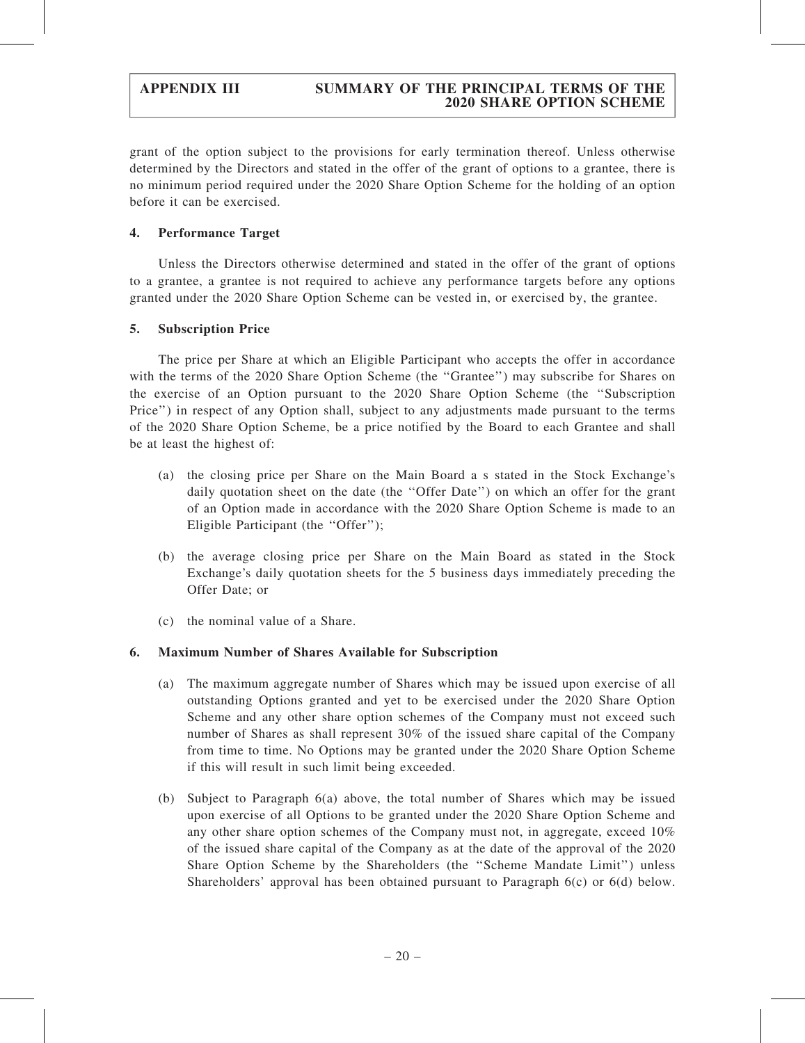grant of the option subject to the provisions for early termination thereof. Unless otherwise determined by the Directors and stated in the offer of the grant of options to a grantee, there is no minimum period required under the 2020 Share Option Scheme for the holding of an option before it can be exercised.

## 4. Performance Target

Unless the Directors otherwise determined and stated in the offer of the grant of options to a grantee, a grantee is not required to achieve any performance targets before any options granted under the 2020 Share Option Scheme can be vested in, or exercised by, the grantee.

## 5. Subscription Price

The price per Share at which an Eligible Participant who accepts the offer in accordance with the terms of the 2020 Share Option Scheme (the ''Grantee'') may subscribe for Shares on the exercise of an Option pursuant to the 2020 Share Option Scheme (the ''Subscription Price'') in respect of any Option shall, subject to any adjustments made pursuant to the terms of the 2020 Share Option Scheme, be a price notified by the Board to each Grantee and shall be at least the highest of:

(a) the closing price per Share on the Main Board a s stated in the Stock Exchange's daily quotation sheet on the date (the ''Offer Date'') on which an offer for the grant of an Option made in accordance with the 2020 Share Option Scheme is made to an Eligible Participant (the ''Offer'');

(b) the average closing price per Share on the Main Board as stated in the Stock Exchange's daily quotation sheets for the 5 business days immediately preceding the Offer Date; or

(c) the nominal value of a Share.

## 6. Maximum Number of Shares Available for Subscription

(a) The maximum aggregate number of Shares which may be issued upon exercise of all outstanding Options granted and yet to be exercised under the 2020 Share Option Scheme and any other share option schemes of the Company must not exceed such number of Shares as shall represent 30% of the issued share capital of the Company from time to time. No Options may be granted under the 2020 Share Option Scheme if this will result in such limit being exceeded.

(b) Subject to Paragraph 6(a) above, the total number of Shares which may be issued upon exercise of all Options to be granted under the 2020 Share Option Scheme and any other share option schemes of the Company must not, in aggregate, exceed 10% of the issued share capital of the Company as at the date of the approval of the 2020 Share Option Scheme by the Shareholders (the ''Scheme Mandate Limit'') unless Shareholders' approval has been obtained pursuant to Paragraph 6(c) or 6(d) below.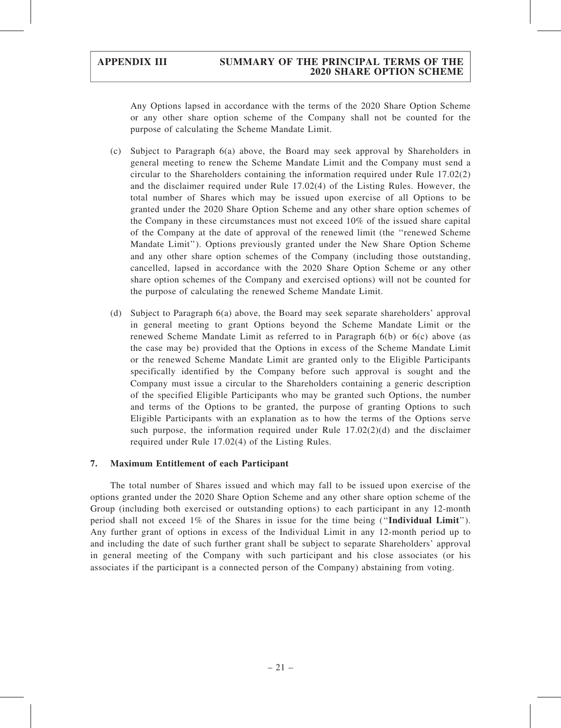Any Options lapsed in accordance with the terms of the 2020 Share Option Scheme or any other share option scheme of the Company shall not be counted for the purpose of calculating the Scheme Mandate Limit.

(c) Subject to Paragraph 6(a) above, the Board may seek approval by Shareholders in general meeting to renew the Scheme Mandate Limit and the Company must send a circular to the Shareholders containing the information required under Rule 17.02(2) and the disclaimer required under Rule 17.02(4) of the Listing Rules. However, the total number of Shares which may be issued upon exercise of all Options to be granted under the 2020 Share Option Scheme and any other share option schemes of the Company in these circumstances must not exceed 10% of the issued share capital of the Company at the date of approval of the renewed limit (the "renewed Scheme Mandate Limit"). Options previously granted under the New Share Option Scheme and any other share option schemes of the Company (including those outstanding, cancelled, lapsed in accordance with the 2020 Share Option Scheme or any other share option schemes of the Company and exercised options) will not be counted for the purpose of calculating the renewed Scheme Mandate Limit.

(d) Subject to Paragraph 6(a) above, the Board may seek separate shareholders' approval in general meeting to grant Options beyond the Scheme Mandate Limit or the renewed Scheme Mandate Limit as referred to in Paragraph 6(b) or 6(c) above (as the case may be) provided that the Options in excess of the Scheme Mandate Limit or the renewed Scheme Mandate Limit are granted only to the Eligible Participants specifically identified by the Company before such approval is sought and the Company must issue a circular to the Shareholders containing a generic description of the specified Eligible Participants who may be granted such Options, the number and terms of the Options to be granted, the purpose of granting Options to such Eligible Participants with an explanation as to how the terms of the Options serve such purpose, the information required under Rule 17.02(2)(d) and the disclaimer required under Rule 17.02(4) of the Listing Rules.

## 7. Maximum Entitlement of each Participant

The total number of Shares issued and which may fall to be issued upon exercise of the options granted under the 2020 Share Option Scheme and any other share option scheme of the Group (including both exercised or outstanding options) to each participant in any 12-month period shall not exceed 1% of the Shares in issue for the time being ("**Individual Limit**"). Any further grant of options in excess of the Individual Limit in any 12-month period up to and including the date of such further grant shall be subject to separate Shareholders' approval in general meeting of the Company with such participant and his close associates (or his associates if the participant is a connected person of the Company) abstaining from voting.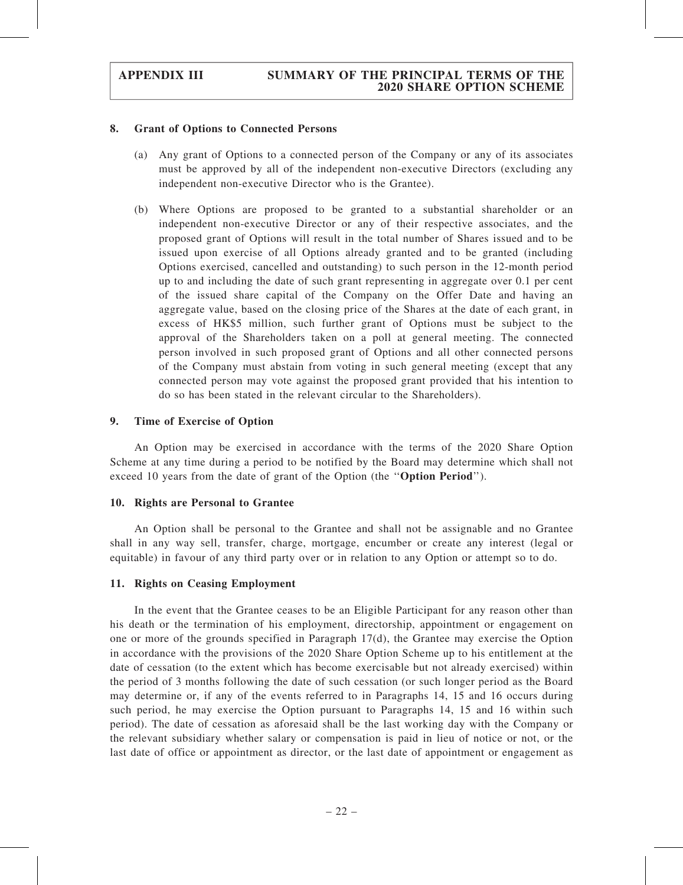### 8. Grant of Options to Connected Persons

(a) Any grant of Options to a connected person of the Company or any of its associates must be approved by all of the independent non-executive Directors (excluding any independent non-executive Director who is the Grantee).

(b) Where Options are proposed to be granted to a substantial shareholder or an independent non-executive Director or any of their respective associates, and the proposed grant of Options will result in the total number of Shares issued and to be issued upon exercise of all Options already granted and to be granted (including Options exercised, cancelled and outstanding) to such person in the 12-month period up to and including the date of such grant representing in aggregate over 0.1 per cent of the issued share capital of the Company on the Offer Date and having an aggregate value, based on the closing price of the Shares at the date of each grant, in excess of HK$5 million, such further grant of Options must be subject to the approval of the Shareholders taken on a poll at general meeting. The connected person involved in such proposed grant of Options and all other connected persons of the Company must abstain from voting in such general meeting (except that any connected person may vote against the proposed grant provided that his intention to do so has been stated in the relevant circular to the Shareholders).

### 9. Time of Exercise of Option

An Option may be exercised in accordance with the terms of the 2020 Share Option Scheme at any time during a period to be notified by the Board may determine which shall not exceed 10 years from the date of grant of the Option (the "**Option Period**").

### 10. Rights are Personal to Grantee

An Option shall be personal to the Grantee and shall not be assignable and no Grantee shall in any way sell, transfer, charge, mortgage, encumber or create any interest (legal or equitable) in favour of any third party over or in relation to any Option or attempt so to do.

### 11. Rights on Ceasing Employment

In the event that the Grantee ceases to be an Eligible Participant for any reason other than his death or the termination of his employment, directorship, appointment or engagement on one or more of the grounds specified in Paragraph 17(d), the Grantee may exercise the Option in accordance with the provisions of the 2020 Share Option Scheme up to his entitlement at the date of cessation (to the extent which has become exercisable but not already exercised) within the period of 3 months following the date of such cessation (or such longer period as the Board may determine or, if any of the events referred to in Paragraphs 14, 15 and 16 occurs during such period, he may exercise the Option pursuant to Paragraphs 14, 15 and 16 within such period). The date of cessation as aforesaid shall be the last working day with the Company or the relevant subsidiary whether salary or compensation is paid in lieu of notice or not, or the last date of office or appointment as director, or the last date of appointment or engagement as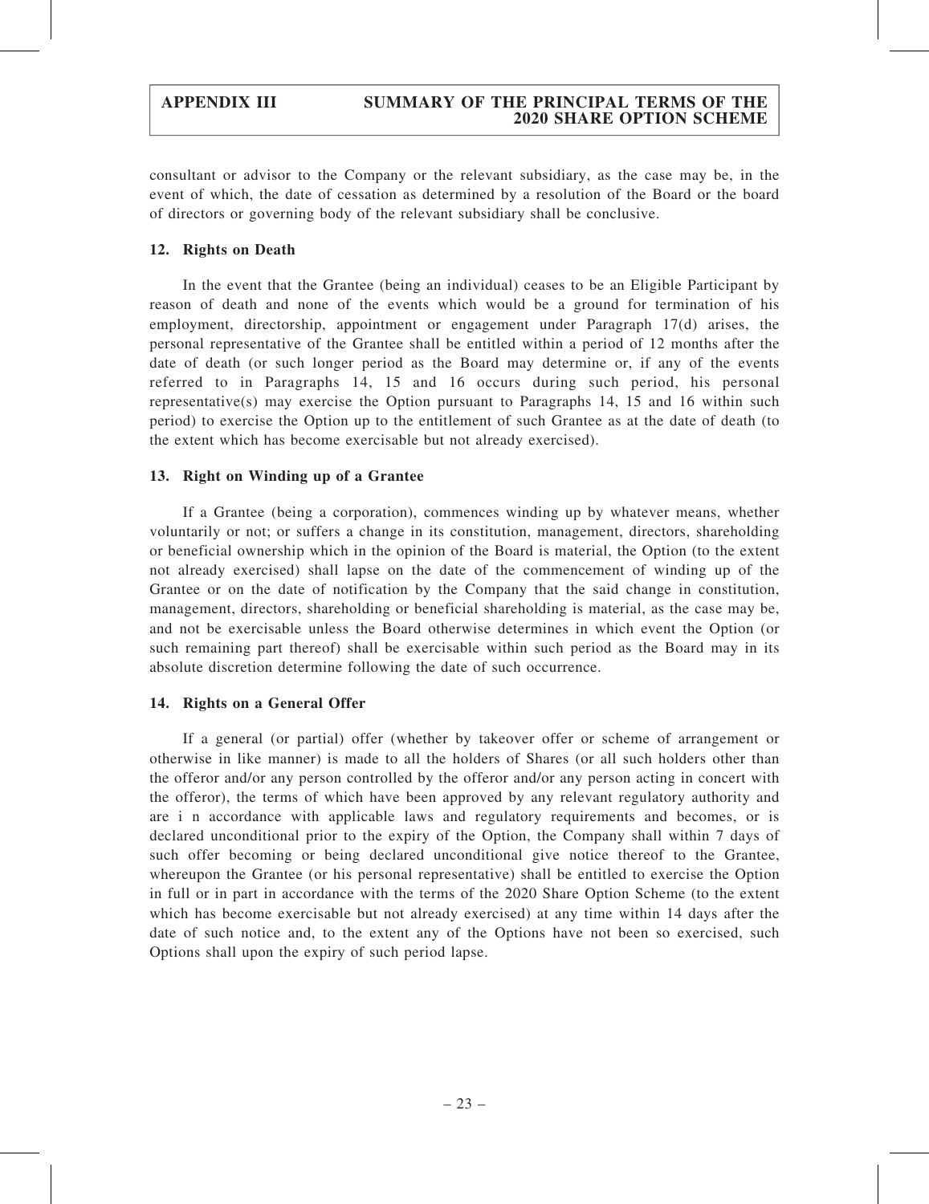consultant or advisor to the Company or the relevant subsidiary, as the case may be, in the event of which, the date of cessation as determined by a resolution of the Board or the board of directors or governing body of the relevant subsidiary shall be conclusive.

**12. Rights on Death**

In the event that the Grantee (being an individual) ceases to be an Eligible Participant by reason of death and none of the events which would be a ground for termination of his employment, directorship, appointment or engagement under Paragraph 17(d) arises, the personal representative of the Grantee shall be entitled within a period of 12 months after the date of death (or such longer period as the Board may determine or, if any of the events referred to in Paragraphs 14, 15 and 16 occurs during such period, his personal representative(s) may exercise the Option pursuant to Paragraphs 14, 15 and 16 within such period) to exercise the Option up to the entitlement of such Grantee as at the date of death (to the extent which has become exercisable but not already exercised).

**13. Right on Winding up of a Grantee**

If a Grantee (being a corporation), commences winding up by whatever means, whether voluntarily or not; or suffers a change in its constitution, management, directors, shareholding or beneficial ownership which in the opinion of the Board is material, the Option (to the extent not already exercised) shall lapse on the date of the commencement of winding up of the Grantee or on the date of notification by the Company that the said change in constitution, management, directors, shareholding or beneficial shareholding is material, as the case may be, and not be exercisable unless the Board otherwise determines in which event the Option (or such remaining part thereof) shall be exercisable within such period as the Board may in its absolute discretion determine following the date of such occurrence.

**14. Rights on a General Offer**

If a general (or partial) offer (whether by takeover offer or scheme of arrangement or otherwise in like manner) is made to all the holders of Shares (or all such holders other than the offeror and/or any person controlled by the offeror and/or any person acting in concert with the offeror), the terms of which have been approved by any relevant regulatory authority and are i n accordance with applicable laws and regulatory requirements and becomes, or is declared unconditional prior to the expiry of the Option, the Company shall within 7 days of such offer becoming or being declared unconditional give notice thereof to the Grantee, whereupon the Grantee (or his personal representative) shall be entitled to exercise the Option in full or in part in accordance with the terms of the 2020 Share Option Scheme (to the extent which has become exercisable but not already exercised) at any time within 14 days after the date of such notice and, to the extent any of the Options have not been so exercised, such Options shall upon the expiry of such period lapse.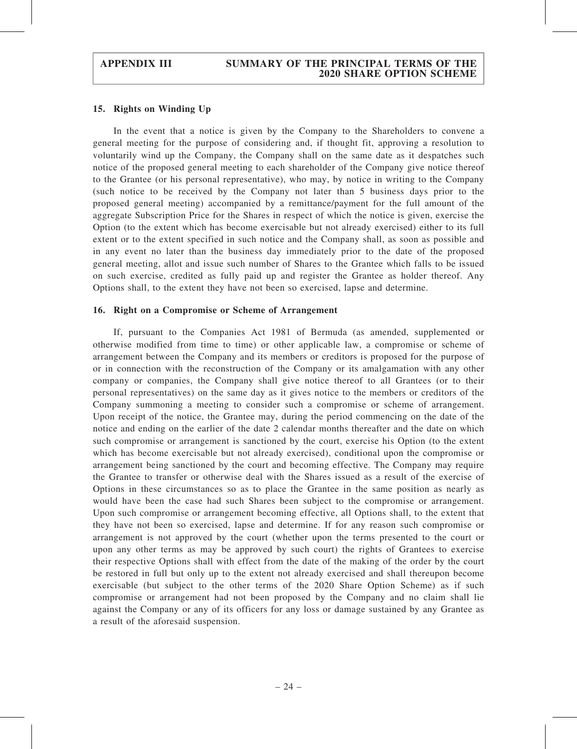### 15. Rights on Winding Up

In the event that a notice is given by the Company to the Shareholders to convene a general meeting for the purpose of considering and, if thought fit, approving a resolution to voluntarily wind up the Company, the Company shall on the same date as it despatches such notice of the proposed general meeting to each shareholder of the Company give notice thereof to the Grantee (or his personal representative), who may, by notice in writing to the Company (such notice to be received by the Company not later than 5 business days prior to the proposed general meeting) accompanied by a remittance/payment for the full amount of the aggregate Subscription Price for the Shares in respect of which the notice is given, exercise the Option (to the extent which has become exercisable but not already exercised) either to its full extent or to the extent specified in such notice and the Company shall, as soon as possible and in any event no later than the business day immediately prior to the date of the proposed general meeting, allot and issue such number of Shares to the Grantee which falls to be issued on such exercise, credited as fully paid up and register the Grantee as holder thereof. Any Options shall, to the extent they have not been so exercised, lapse and determine.

### 16. Right on a Compromise or Scheme of Arrangement

If, pursuant to the Companies Act 1981 of Bermuda (as amended, supplemented or otherwise modified from time to time) or other applicable law, a compromise or scheme of arrangement between the Company and its members or creditors is proposed for the purpose of or in connection with the reconstruction of the Company or its amalgamation with any other company or companies, the Company shall give notice thereof to all Grantees (or to their personal representatives) on the same day as it gives notice to the members or creditors of the Company summoning a meeting to consider such a compromise or scheme of arrangement. Upon receipt of the notice, the Grantee may, during the period commencing on the date of the notice and ending on the earlier of the date 2 calendar months thereafter and the date on which such compromise or arrangement is sanctioned by the court, exercise his Option (to the extent which has become exercisable but not already exercised), conditional upon the compromise or arrangement being sanctioned by the court and becoming effective. The Company may require the Grantee to transfer or otherwise deal with the Shares issued as a result of the exercise of Options in these circumstances so as to place the Grantee in the same position as nearly as would have been the case had such Shares been subject to the compromise or arrangement. Upon such compromise or arrangement becoming effective, all Options shall, to the extent that they have not been so exercised, lapse and determine. If for any reason such compromise or arrangement is not approved by the court (whether upon the terms presented to the court or upon any other terms as may be approved by such court) the rights of Grantees to exercise their respective Options shall with effect from the date of the making of the order by the court be restored in full but only up to the extent not already exercised and shall thereupon become exercisable (but subject to the other terms of the 2020 Share Option Scheme) as if such compromise or arrangement had not been proposed by the Company and no claim shall lie against the Company or any of its officers for any loss or damage sustained by any Grantee as a result of the aforesaid suspension.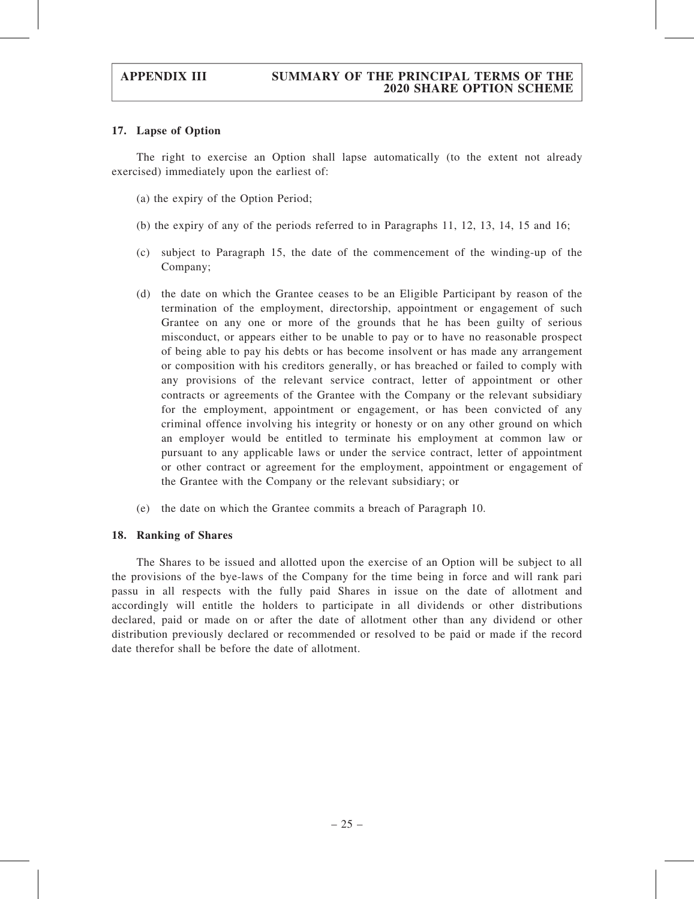## 17. Lapse of Option

The right to exercise an Option shall lapse automatically (to the extent not already exercised) immediately upon the earliest of:

(a) the expiry of the Option Period;

(b) the expiry of any of the periods referred to in Paragraphs 11, 12, 13, 14, 15 and 16;

(c) subject to Paragraph 15, the date of the commencement of the winding-up of the Company;

(d) the date on which the Grantee ceases to be an Eligible Participant by reason of the termination of the employment, directorship, appointment or engagement of such Grantee on any one or more of the grounds that he has been guilty of serious misconduct, or appears either to be unable to pay or to have no reasonable prospect of being able to pay his debts or has become insolvent or has made any arrangement or composition with his creditors generally, or has breached or failed to comply with any provisions of the relevant service contract, letter of appointment or other contracts or agreements of the Grantee with the Company or the relevant subsidiary for the employment, appointment or engagement, or has been convicted of any criminal offence involving his integrity or honesty or on any other ground on which an employer would be entitled to terminate his employment at common law or pursuant to any applicable laws or under the service contract, letter of appointment or other contract or agreement for the employment, appointment or engagement of the Grantee with the Company or the relevant subsidiary; or

(e) the date on which the Grantee commits a breach of Paragraph 10.

## 18. Ranking of Shares

The Shares to be issued and allotted upon the exercise of an Option will be subject to all the provisions of the bye-laws of the Company for the time being in force and will rank pari passu in all respects with the fully paid Shares in issue on the date of allotment and accordingly will entitle the holders to participate in all dividends or other distributions declared, paid or made on or after the date of allotment other than any dividend or other distribution previously declared or recommended or resolved to be paid or made if the record date therefor shall be before the date of allotment.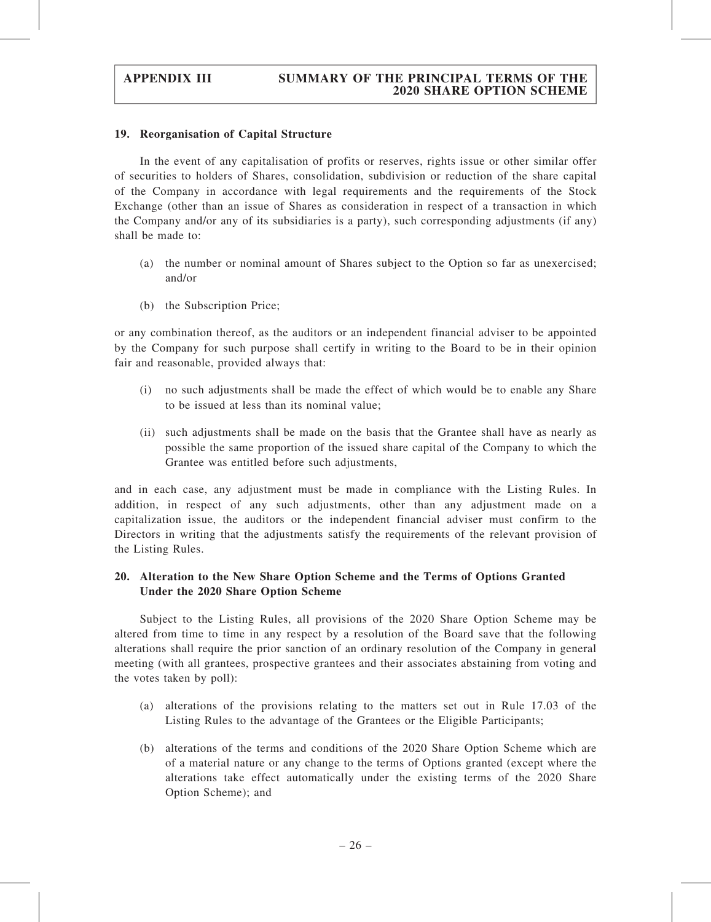## 19. Reorganisation of Capital Structure

In the event of any capitalisation of profits or reserves, rights issue or other similar offer of securities to holders of Shares, consolidation, subdivision or reduction of the share capital of the Company in accordance with legal requirements and the requirements of the Stock Exchange (other than an issue of Shares as consideration in respect of a transaction in which the Company and/or any of its subsidiaries is a party), such corresponding adjustments (if any) shall be made to:

(a) the number or nominal amount of Shares subject to the Option so far as unexercised; and/or

(b) the Subscription Price;

or any combination thereof, as the auditors or an independent financial adviser to be appointed by the Company for such purpose shall certify in writing to the Board to be in their opinion fair and reasonable, provided always that:

(i) no such adjustments shall be made the effect of which would be to enable any Share to be issued at less than its nominal value;

(ii) such adjustments shall be made on the basis that the Grantee shall have as nearly as possible the same proportion of the issued share capital of the Company to which the Grantee was entitled before such adjustments,

and in each case, any adjustment must be made in compliance with the Listing Rules. In addition, in respect of any such adjustments, other than any adjustment made on a capitalization issue, the auditors or the independent financial adviser must confirm to the Directors in writing that the adjustments satisfy the requirements of the relevant provision of the Listing Rules.

## 20. Alteration to the New Share Option Scheme and the Terms of Options Granted Under the 2020 Share Option Scheme

Subject to the Listing Rules, all provisions of the 2020 Share Option Scheme may be altered from time to time in any respect by a resolution of the Board save that the following alterations shall require the prior sanction of an ordinary resolution of the Company in general meeting (with all grantees, prospective grantees and their associates abstaining from voting and the votes taken by poll):

(a) alterations of the provisions relating to the matters set out in Rule 17.03 of the Listing Rules to the advantage of the Grantees or the Eligible Participants;

(b) alterations of the terms and conditions of the 2020 Share Option Scheme which are of a material nature or any change to the terms of Options granted (except where the alterations take effect automatically under the existing terms of the 2020 Share Option Scheme); and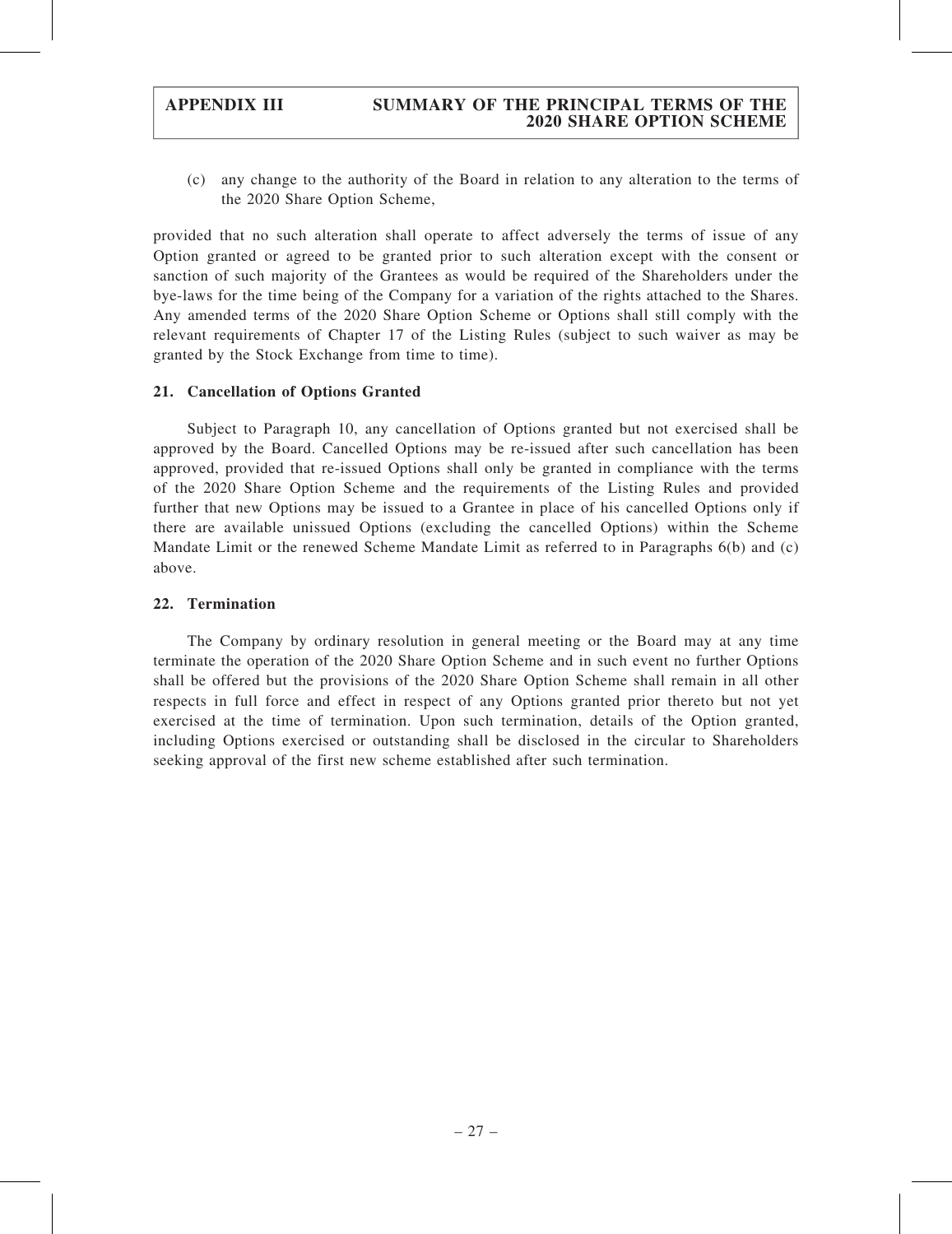(c) any change to the authority of the Board in relation to any alteration to the terms of the 2020 Share Option Scheme,

provided that no such alteration shall operate to affect adversely the terms of issue of any Option granted or agreed to be granted prior to such alteration except with the consent or sanction of such majority of the Grantees as would be required of the Shareholders under the bye-laws for the time being of the Company for a variation of the rights attached to the Shares. Any amended terms of the 2020 Share Option Scheme or Options shall still comply with the relevant requirements of Chapter 17 of the Listing Rules (subject to such waiver as may be granted by the Stock Exchange from time to time).

## 21. Cancellation of Options Granted

Subject to Paragraph 10, any cancellation of Options granted but not exercised shall be approved by the Board. Cancelled Options may be re-issued after such cancellation has been approved, provided that re-issued Options shall only be granted in compliance with the terms of the 2020 Share Option Scheme and the requirements of the Listing Rules and provided further that new Options may be issued to a Grantee in place of his cancelled Options only if there are available unissued Options (excluding the cancelled Options) within the Scheme Mandate Limit or the renewed Scheme Mandate Limit as referred to in Paragraphs 6(b) and (c) above.

## 22. Termination

The Company by ordinary resolution in general meeting or the Board may at any time terminate the operation of the 2020 Share Option Scheme and in such event no further Options shall be offered but the provisions of the 2020 Share Option Scheme shall remain in all other respects in full force and effect in respect of any Options granted prior thereto but not yet exercised at the time of termination. Upon such termination, details of the Option granted, including Options exercised or outstanding shall be disclosed in the circular to Shareholders seeking approval of the first new scheme established after such termination.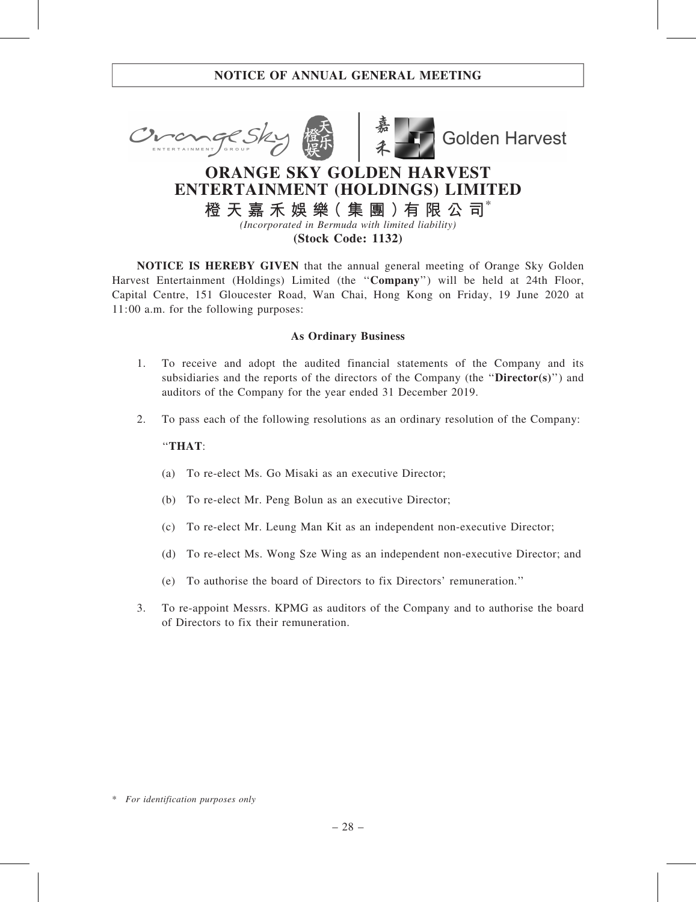**NOTICE OF ANNUAL GENERAL MEETING**

# ORANGE SKY GOLDEN HARVEST ENTERTAINMENT (HOLDINGS) LIMITED

**橙天嘉禾娛樂(集團)有限公司***

*(Incorporated in Bermuda with limited liability)*

**(Stock Code: 1132)**

**NOTICE IS HEREBY GIVEN** that the annual general meeting of Orange Sky Golden Harvest Entertainment (Holdings) Limited (the "**Company**") will be held at 24th Floor, Capital Centre, 151 Gloucester Road, Wan Chai, Hong Kong on Friday, 19 June 2020 at 11:00 a.m. for the following purposes:

**As Ordinary Business**

1. To receive and adopt the audited financial statements of the Company and its subsidiaries and the reports of the directors of the Company (the "**Director(s)**") and auditors of the Company for the year ended 31 December 2019.

2. To pass each of the following resolutions as an ordinary resolution of the Company:

   "**THAT**:

   (a) To re-elect Ms. Go Misaki as an executive Director;

   (b) To re-elect Mr. Peng Bolun as an executive Director;

   (c) To re-elect Mr. Leung Man Kit as an independent non-executive Director;

   (d) To re-elect Ms. Wong Sze Wing as an independent non-executive Director; and

   (e) To authorise the board of Directors to fix Directors' remuneration."

3. To re-appoint Messrs. KPMG as auditors of the Company and to authorise the board of Directors to fix their remuneration.

\* *For identification purposes only*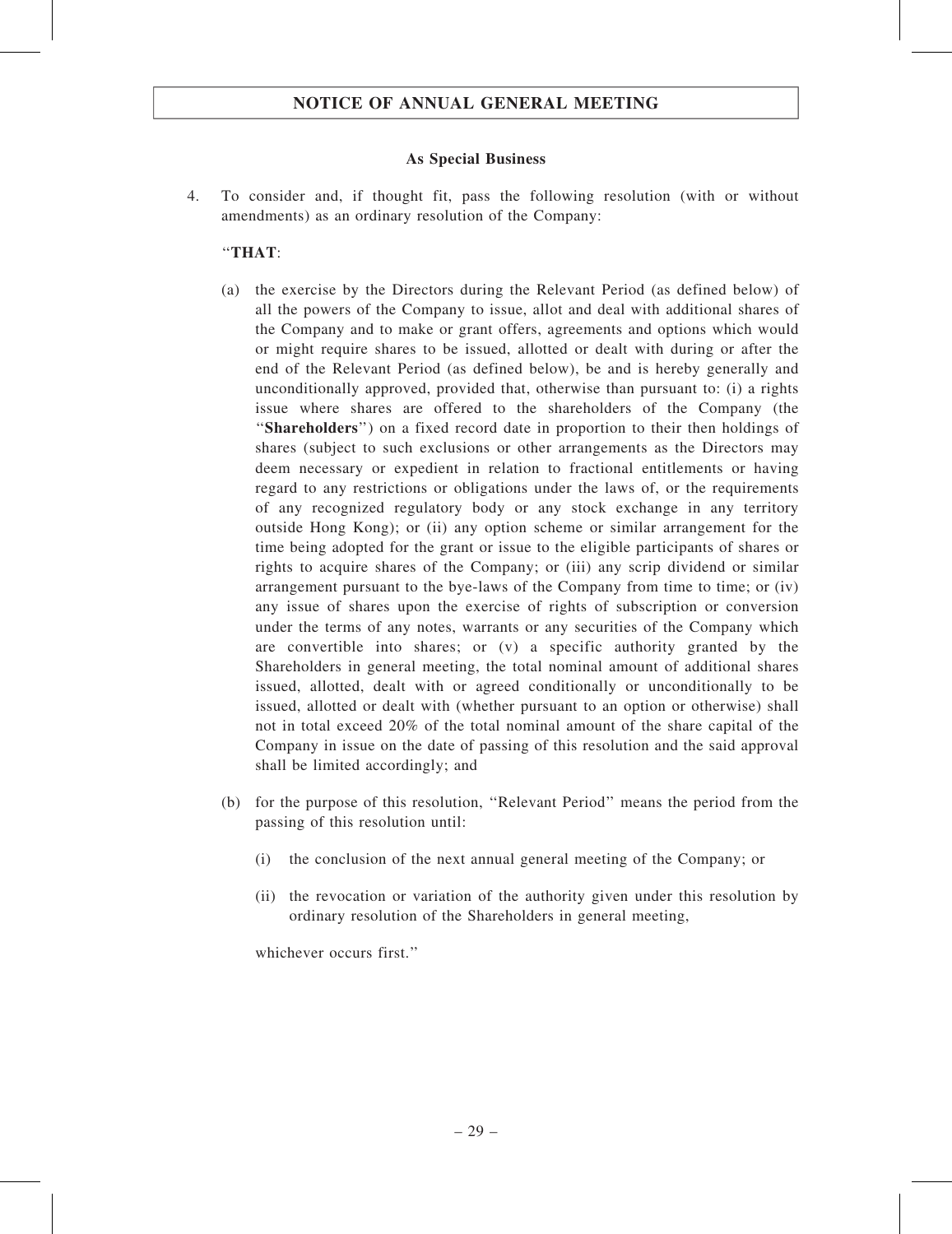## NOTICE OF ANNUAL GENERAL MEETING

**As Special Business**

4. To consider and, if thought fit, pass the following resolution (with or without amendments) as an ordinary resolution of the Company:

"**THAT**:

(a) the exercise by the Directors during the Relevant Period (as defined below) of all the powers of the Company to issue, allot and deal with additional shares of the Company and to make or grant offers, agreements and options which would or might require shares to be issued, allotted or dealt with during or after the end of the Relevant Period (as defined below), be and is hereby generally and unconditionally approved, provided that, otherwise than pursuant to: (i) a rights issue where shares are offered to the shareholders of the Company (the "**Shareholders**") on a fixed record date in proportion to their then holdings of shares (subject to such exclusions or other arrangements as the Directors may deem necessary or expedient in relation to fractional entitlements or having regard to any restrictions or obligations under the laws of, or the requirements of any recognized regulatory body or any stock exchange in any territory outside Hong Kong); or (ii) any option scheme or similar arrangement for the time being adopted for the grant or issue to the eligible participants of shares or rights to acquire shares of the Company; or (iii) any scrip dividend or similar arrangement pursuant to the bye-laws of the Company from time to time; or (iv) any issue of shares upon the exercise of rights of subscription or conversion under the terms of any notes, warrants or any securities of the Company which are convertible into shares; or (v) a specific authority granted by the Shareholders in general meeting, the total nominal amount of additional shares issued, allotted, dealt with or agreed conditionally or unconditionally to be issued, allotted or dealt with (whether pursuant to an option or otherwise) shall not in total exceed 20% of the total nominal amount of the share capital of the Company in issue on the date of passing of this resolution and the said approval shall be limited accordingly; and

(b) for the purpose of this resolution, "Relevant Period" means the period from the passing of this resolution until:

   (i) the conclusion of the next annual general meeting of the Company; or

   (ii) the revocation or variation of the authority given under this resolution by ordinary resolution of the Shareholders in general meeting,

whichever occurs first."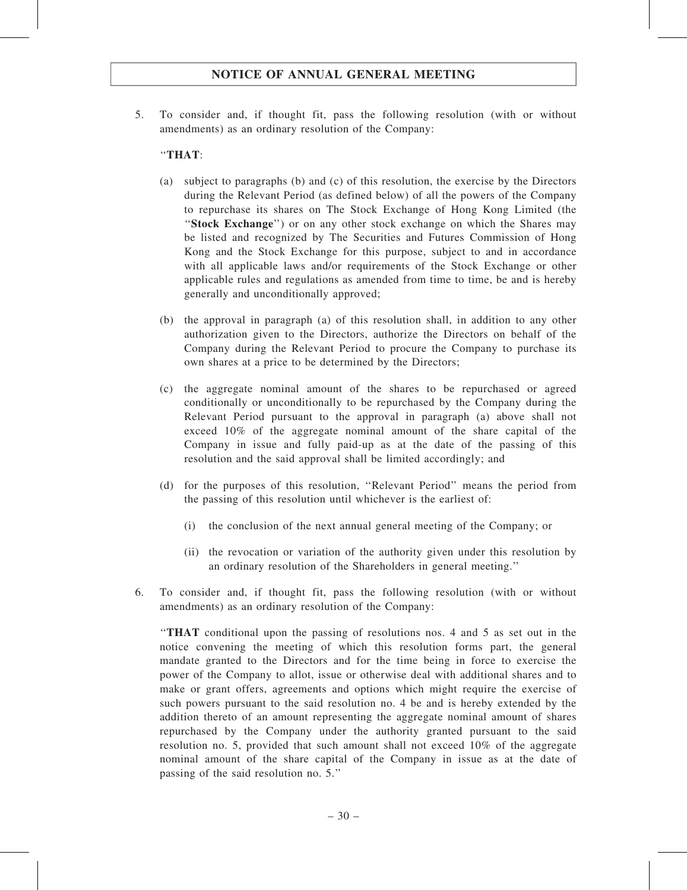5. To consider and, if thought fit, pass the following resolution (with or without amendments) as an ordinary resolution of the Company:

 "**THAT**:

 (a) subject to paragraphs (b) and (c) of this resolution, the exercise by the Directors during the Relevant Period (as defined below) of all the powers of the Company to repurchase its shares on The Stock Exchange of Hong Kong Limited (the "**Stock Exchange**") or on any other stock exchange on which the Shares may be listed and recognized by The Securities and Futures Commission of Hong Kong and the Stock Exchange for this purpose, subject to and in accordance with all applicable laws and/or requirements of the Stock Exchange or other applicable rules and regulations as amended from time to time, be and is hereby generally and unconditionally approved;

 (b) the approval in paragraph (a) of this resolution shall, in addition to any other authorization given to the Directors, authorize the Directors on behalf of the Company during the Relevant Period to procure the Company to purchase its own shares at a price to be determined by the Directors;

 (c) the aggregate nominal amount of the shares to be repurchased or agreed conditionally or unconditionally to be repurchased by the Company during the Relevant Period pursuant to the approval in paragraph (a) above shall not exceed 10% of the aggregate nominal amount of the share capital of the Company in issue and fully paid-up as at the date of the passing of this resolution and the said approval shall be limited accordingly; and

 (d) for the purposes of this resolution, "Relevant Period" means the period from the passing of this resolution until whichever is the earliest of:

 (i) the conclusion of the next annual general meeting of the Company; or

 (ii) the revocation or variation of the authority given under this resolution by an ordinary resolution of the Shareholders in general meeting."

6. To consider and, if thought fit, pass the following resolution (with or without amendments) as an ordinary resolution of the Company:

 "**THAT** conditional upon the passing of resolutions nos. 4 and 5 as set out in the notice convening the meeting of which this resolution forms part, the general mandate granted to the Directors and for the time being in force to exercise the power of the Company to allot, issue or otherwise deal with additional shares and to make or grant offers, agreements and options which might require the exercise of such powers pursuant to the said resolution no. 4 be and is hereby extended by the addition thereto of an amount representing the aggregate nominal amount of shares repurchased by the Company under the authority granted pursuant to the said resolution no. 5, provided that such amount shall not exceed 10% of the aggregate nominal amount of the share capital of the Company in issue as at the date of passing of the said resolution no. 5."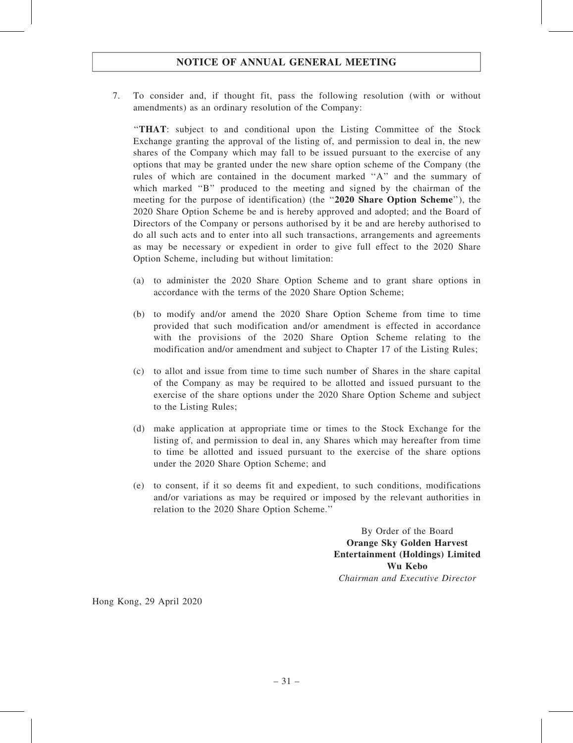7. To consider and, if thought fit, pass the following resolution (with or without amendments) as an ordinary resolution of the Company:

   "**THAT**: subject to and conditional upon the Listing Committee of the Stock Exchange granting the approval of the listing of, and permission to deal in, the new shares of the Company which may fall to be issued pursuant to the exercise of any options that may be granted under the new share option scheme of the Company (the rules of which are contained in the document marked "A" and the summary of which marked "B" produced to the meeting and signed by the chairman of the meeting for the purpose of identification) (the "**2020 Share Option Scheme**"), the 2020 Share Option Scheme be and is hereby approved and adopted; and the Board of Directors of the Company or persons authorised by it be and are hereby authorised to do all such acts and to enter into all such transactions, arrangements and agreements as may be necessary or expedient in order to give full effect to the 2020 Share Option Scheme, including but without limitation:

   (a) to administer the 2020 Share Option Scheme and to grant share options in accordance with the terms of the 2020 Share Option Scheme;

   (b) to modify and/or amend the 2020 Share Option Scheme from time to time provided that such modification and/or amendment is effected in accordance with the provisions of the 2020 Share Option Scheme relating to the modification and/or amendment and subject to Chapter 17 of the Listing Rules;

   (c) to allot and issue from time to time such number of Shares in the share capital of the Company as may be required to be allotted and issued pursuant to the exercise of the share options under the 2020 Share Option Scheme and subject to the Listing Rules;

   (d) make application at appropriate time or times to the Stock Exchange for the listing of, and permission to deal in, any Shares which may hereafter from time to time be allotted and issued pursuant to the exercise of the share options under the 2020 Share Option Scheme; and

   (e) to consent, if it so deems fit and expedient, to such conditions, modifications and/or variations as may be required or imposed by the relevant authorities in relation to the 2020 Share Option Scheme."

By Order of the Board
**Orange Sky Golden Harvest Entertainment (Holdings) Limited**
**Wu Kebo**
*Chairman and Executive Director*

Hong Kong, 29 April 2020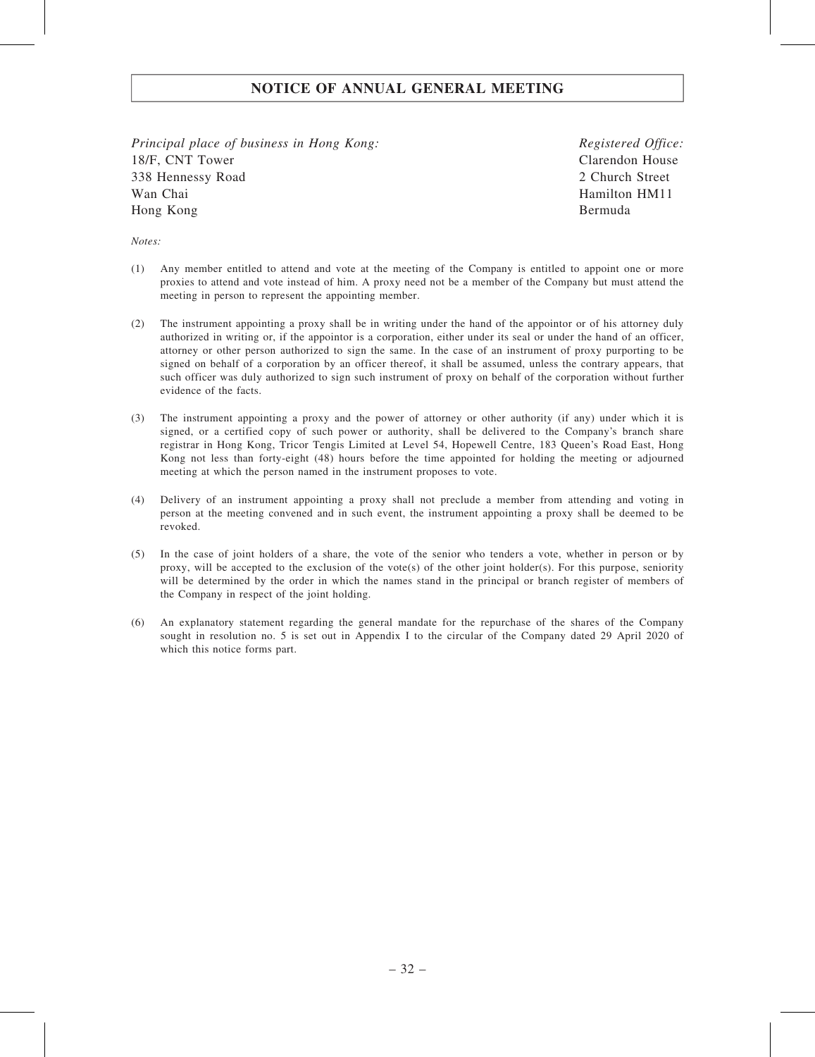# NOTICE OF ANNUAL GENERAL MEETING

*Principal place of business in Hong Kong:*
18/F, CNT Tower
338 Hennessy Road
Wan Chai
Hong Kong

*Registered Office:*
Clarendon House
2 Church Street
Hamilton HM11
Bermuda

*Notes:*

(1) Any member entitled to attend and vote at the meeting of the Company is entitled to appoint one or more proxies to attend and vote instead of him. A proxy need not be a member of the Company but must attend the meeting in person to represent the appointing member.

(2) The instrument appointing a proxy shall be in writing under the hand of the appointor or of his attorney duly authorized in writing or, if the appointor is a corporation, either under its seal or under the hand of an officer, attorney or other person authorized to sign the same. In the case of an instrument of proxy purporting to be signed on behalf of a corporation by an officer thereof, it shall be assumed, unless the contrary appears, that such officer was duly authorized to sign such instrument of proxy on behalf of the corporation without further evidence of the facts.

(3) The instrument appointing a proxy and the power of attorney or other authority (if any) under which it is signed, or a certified copy of such power or authority, shall be delivered to the Company's branch share registrar in Hong Kong, Tricor Tengis Limited at Level 54, Hopewell Centre, 183 Queen's Road East, Hong Kong not less than forty-eight (48) hours before the time appointed for holding the meeting or adjourned meeting at which the person named in the instrument proposes to vote.

(4) Delivery of an instrument appointing a proxy shall not preclude a member from attending and voting in person at the meeting convened and in such event, the instrument appointing a proxy shall be deemed to be revoked.

(5) In the case of joint holders of a share, the vote of the senior who tenders a vote, whether in person or by proxy, will be accepted to the exclusion of the vote(s) of the other joint holder(s). For this purpose, seniority will be determined by the order in which the names stand in the principal or branch register of members of the Company in respect of the joint holding.

(6) An explanatory statement regarding the general mandate for the repurchase of the shares of the Company sought in resolution no. 5 is set out in Appendix I to the circular of the Company dated 29 April 2020 of which this notice forms part.